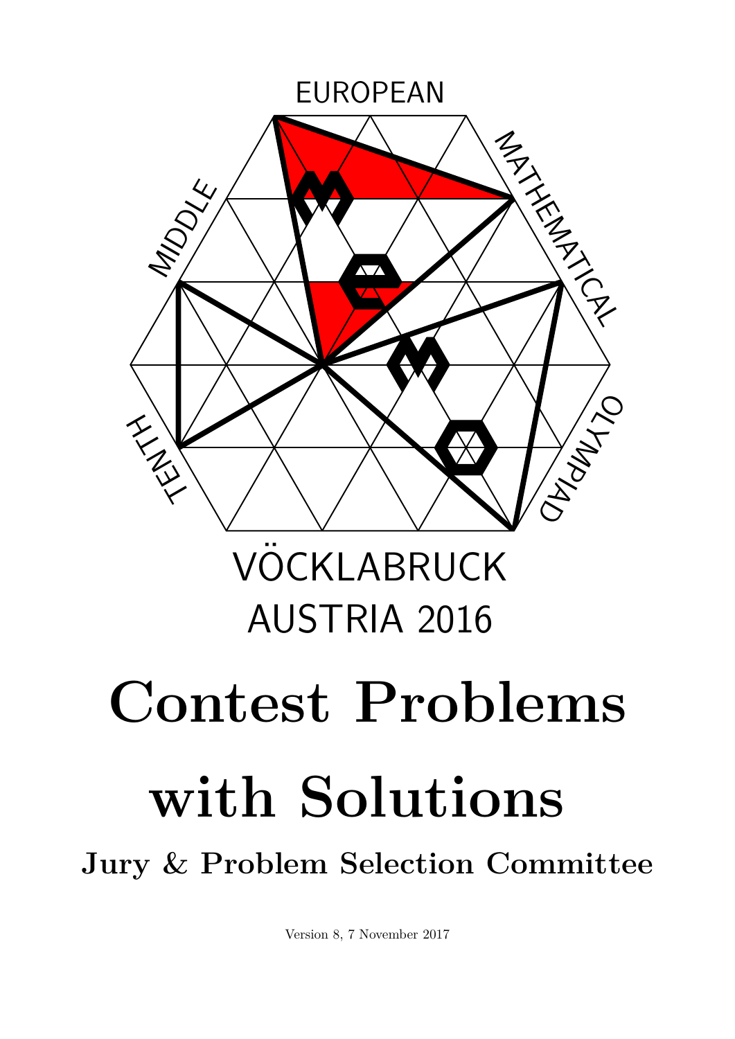EUROPEAN

MIDDLE

MATHEMATICAL

TENTH

OLYMPIAD

VÖCKLABRUCK

AUSTRIA 2016

# Contest Problems with Solutions

**Jury & Problem Selection Committee**

Version 8, 7 November 2017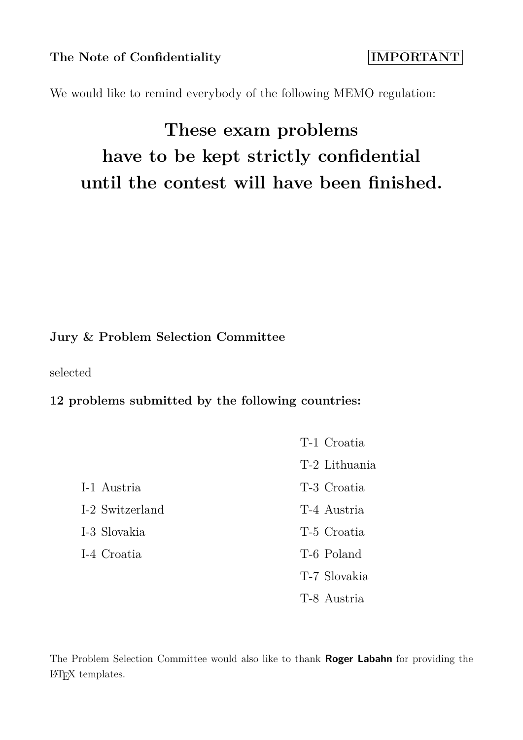**The Note of Confidentiality** **IMPORTANT**

We would like to remind everybody of the following MEMO regulation:

# These exam problems have to be kept strictly confidential until the contest will have been finished.

---

**Jury & Problem Selection Committee**

selected

**12 problems submitted by the following countries:**

I-1 Austria
I-2 Switzerland
I-3 Slovakia
I-4 Croatia

T-1 Croatia
T-2 Lithuania
T-3 Croatia
T-4 Austria
T-5 Croatia
T-6 Poland
T-7 Slovakia
T-8 Austria

The Problem Selection Committee would also like to thank **Roger Labahn** for providing the LaTeX templates.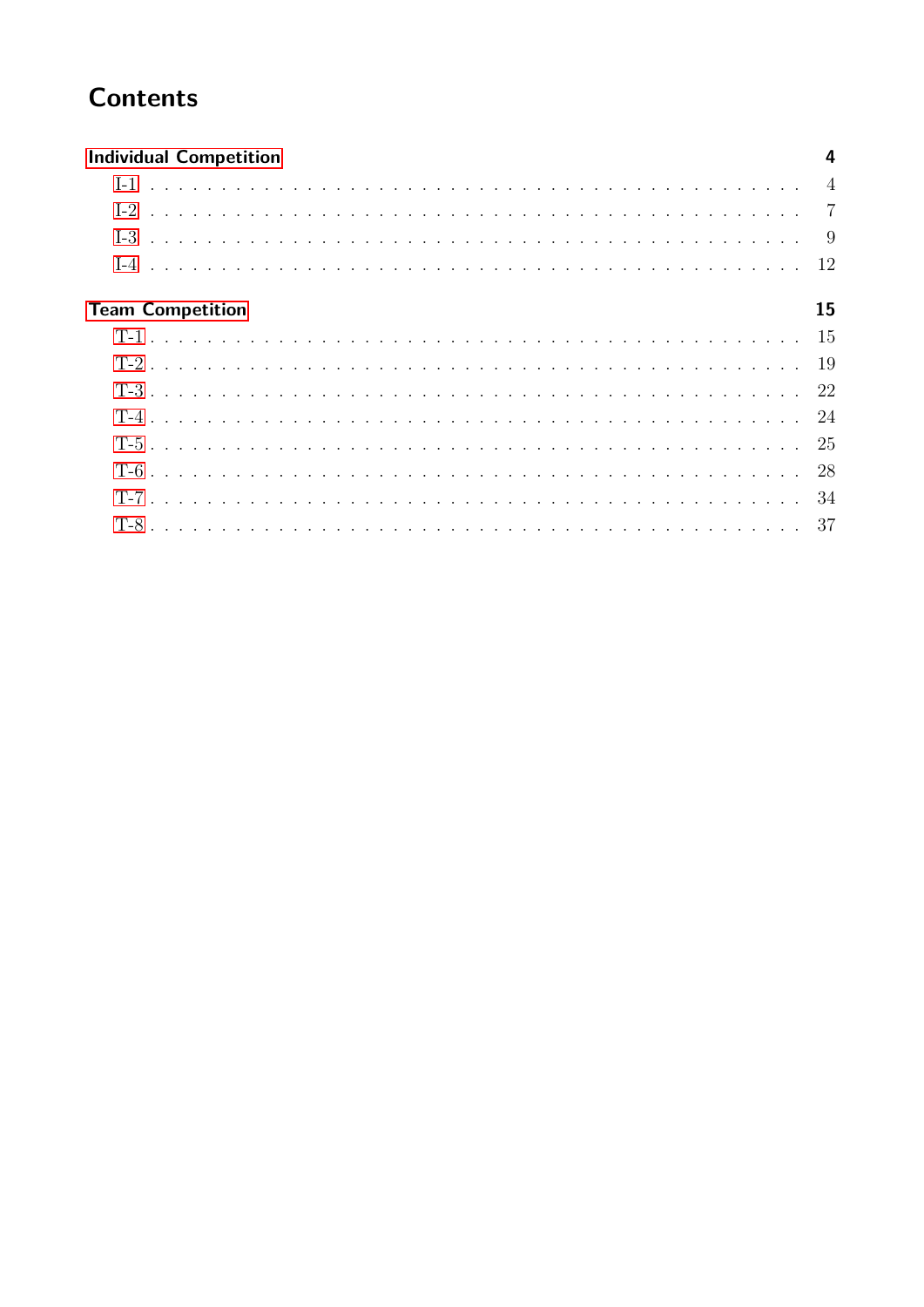# Contents

**Individual Competition** **4**

- I-1 . . . . . . . . . . . . . . . . . . . . . . . . . . . . . . . . . . . . . . . . . . 4
- I-2 . . . . . . . . . . . . . . . . . . . . . . . . . . . . . . . . . . . . . . . . . . 7
- I-3 . . . . . . . . . . . . . . . . . . . . . . . . . . . . . . . . . . . . . . . . . . 9
- I-4 . . . . . . . . . . . . . . . . . . . . . . . . . . . . . . . . . . . . . . . . . . 12

**Team Competition** **15**

- T-1 . . . . . . . . . . . . . . . . . . . . . . . . . . . . . . . . . . . . . . . . . . 15
- T-2 . . . . . . . . . . . . . . . . . . . . . . . . . . . . . . . . . . . . . . . . . . 19
- T-3 . . . . . . . . . . . . . . . . . . . . . . . . . . . . . . . . . . . . . . . . . . 22
- T-4 . . . . . . . . . . . . . . . . . . . . . . . . . . . . . . . . . . . . . . . . . . 24
- T-5 . . . . . . . . . . . . . . . . . . . . . . . . . . . . . . . . . . . . . . . . . . 25
- T-6 . . . . . . . . . . . . . . . . . . . . . . . . . . . . . . . . . . . . . . . . . . 28
- T-7 . . . . . . . . . . . . . . . . . . . . . . . . . . . . . . . . . . . . . . . . . . 34
- T-8 . . . . . . . . . . . . . . . . . . . . . . . . . . . . . . . . . . . . . . . . . . 37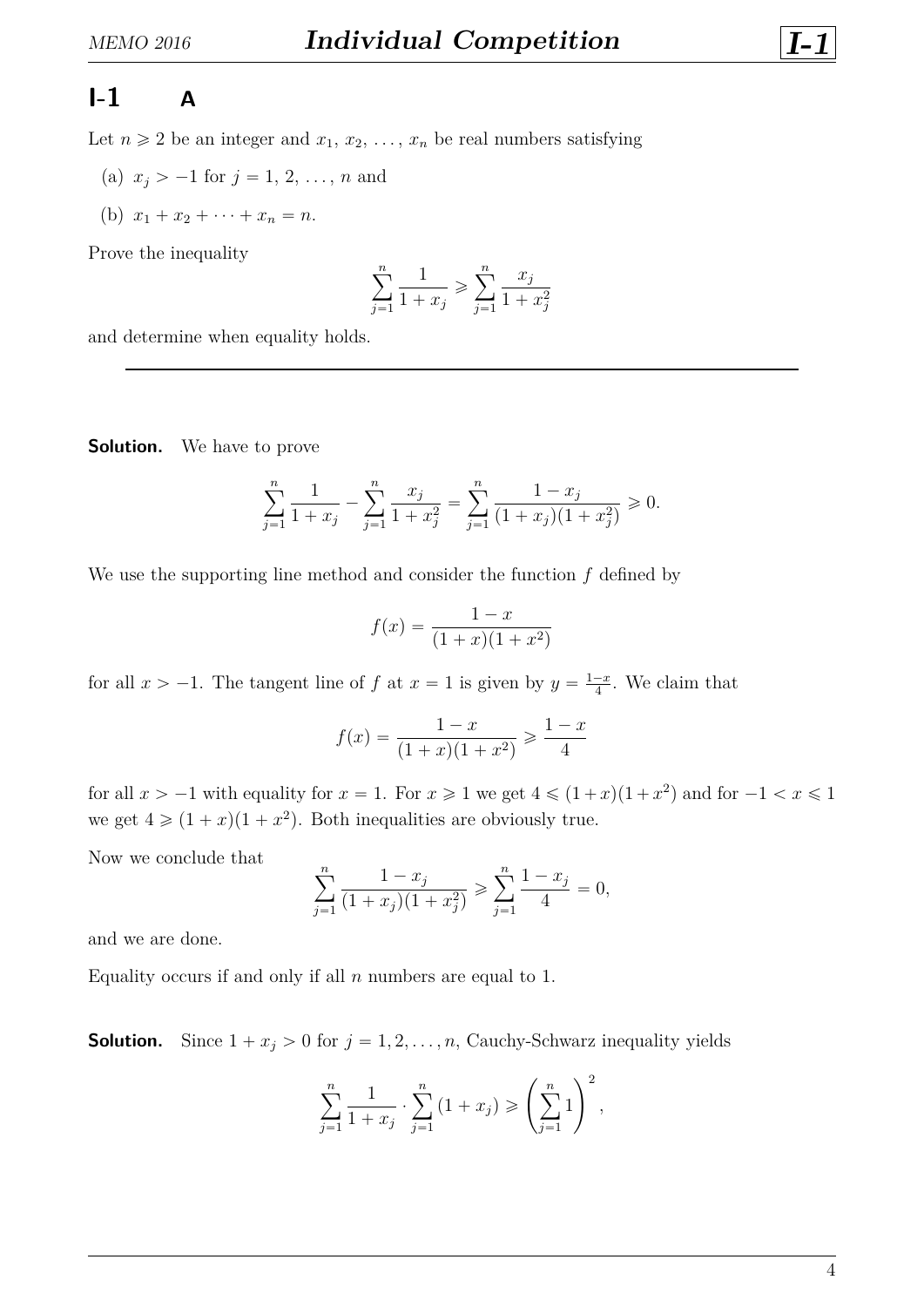## I-1 A

Let $n \geqslant 2$ be an integer and $x_1, x_2, \ldots, x_n$ be real numbers satisfying

(a) $x_j > -1$ for $j = 1, 2, \ldots, n$ and

(b) $x_1 + x_2 + \cdots + x_n = n$.

Prove the inequality

$$\sum_{j=1}^{n} \frac{1}{1+x_j} \geqslant \sum_{j=1}^{n} \frac{x_j}{1+x_j^2}$$

and determine when equality holds.

---

**Solution.** We have to prove

$$\sum_{j=1}^{n} \frac{1}{1+x_j} - \sum_{j=1}^{n} \frac{x_j}{1+x_j^2} = \sum_{j=1}^{n} \frac{1-x_j}{(1+x_j)(1+x_j^2)} \geqslant 0.$$

We use the supporting line method and consider the function $f$ defined by

$$f(x) = \frac{1-x}{(1+x)(1+x^2)}$$

for all $x > -1$. The tangent line of $f$ at $x = 1$ is given by $y = \frac{1-x}{4}$. We claim that

$$f(x) = \frac{1-x}{(1+x)(1+x^2)} \geqslant \frac{1-x}{4}$$

for all $x > -1$ with equality for $x = 1$. For $x \geqslant 1$ we get $4 \leqslant (1+x)(1+x^2)$ and for $-1 < x \leqslant 1$ we get $4 \geqslant (1+x)(1+x^2)$. Both inequalities are obviously true.

Now we conclude that

$$\sum_{j=1}^{n} \frac{1-x_j}{(1+x_j)(1+x_j^2)} \geqslant \sum_{j=1}^{n} \frac{1-x_j}{4} = 0,$$

and we are done.

Equality occurs if and only if all $n$ numbers are equal to 1.

**Solution.** Since $1 + x_j > 0$ for $j = 1, 2, \ldots, n$, Cauchy-Schwarz inequality yields

$$\sum_{j=1}^{n} \frac{1}{1+x_j} \cdot \sum_{j=1}^{n} (1+x_j) \geqslant \left(\sum_{j=1}^{n} 1\right)^2,$$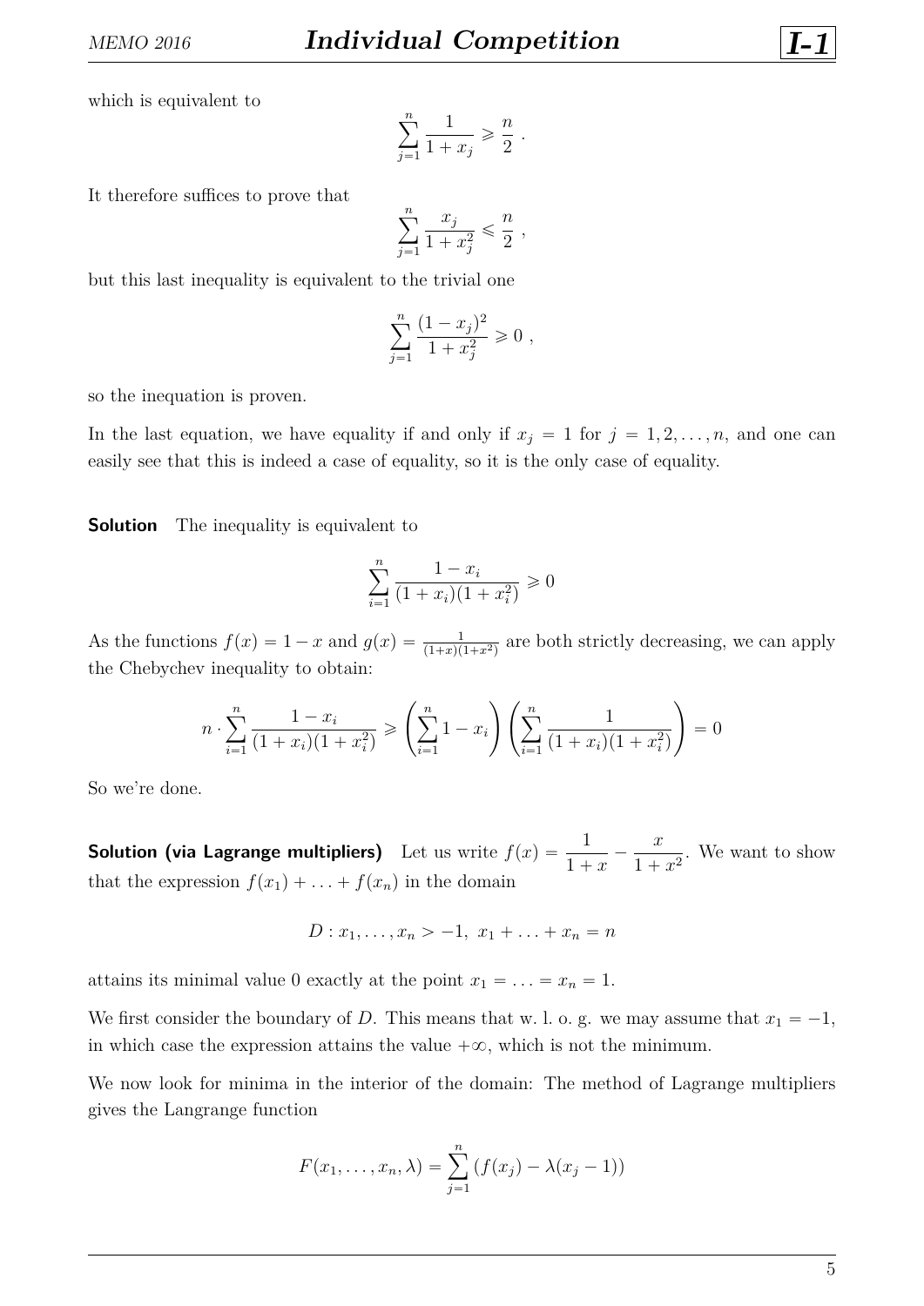which is equivalent to

$$\sum_{j=1}^{n} \frac{1}{1+x_j} \geqslant \frac{n}{2} .$$

It therefore suffices to prove that

$$\sum_{j=1}^{n} \frac{x_j}{1+x_j^2} \leqslant \frac{n}{2} ,$$

but this last inequality is equivalent to the trivial one

$$\sum_{j=1}^{n} \frac{(1-x_j)^2}{1+x_j^2} \geqslant 0 ,$$

so the inequation is proven.

In the last equation, we have equality if and only if $x_j = 1$ for $j = 1, 2, \ldots, n$, and one can easily see that this is indeed a case of equality, so it is the only case of equality.

**Solution** The inequality is equivalent to

$$\sum_{i=1}^{n} \frac{1-x_i}{(1+x_i)(1+x_i^2)} \geqslant 0$$

As the functions $f(x) = 1 - x$ and $g(x) = \frac{1}{(1+x)(1+x^2)}$ are both strictly decreasing, we can apply the Chebychev inequality to obtain:

$$n \cdot \sum_{i=1}^{n} \frac{1-x_i}{(1+x_i)(1+x_i^2)} \geqslant \left( \sum_{i=1}^{n} 1 - x_i \right) \left( \sum_{i=1}^{n} \frac{1}{(1+x_i)(1+x_i^2)} \right) = 0$$

So we're done.

**Solution (via Lagrange multipliers)** Let us write $f(x) = \dfrac{1}{1+x} - \dfrac{x}{1+x^2}$. We want to show that the expression $f(x_1) + \ldots + f(x_n)$ in the domain

$$D : x_1, \ldots, x_n > -1,\ x_1 + \ldots + x_n = n$$

attains its minimal value 0 exactly at the point $x_1 = \ldots = x_n = 1$.

We first consider the boundary of $D$. This means that w. l. o. g. we may assume that $x_1 = -1$, in which case the expression attains the value $+\infty$, which is not the minimum.

We now look for minima in the interior of the domain: The method of Lagrange multipliers gives the Langrange function

$$F(x_1, \ldots, x_n, \lambda) = \sum_{j=1}^{n} \left( f(x_j) - \lambda(x_j - 1) \right)$$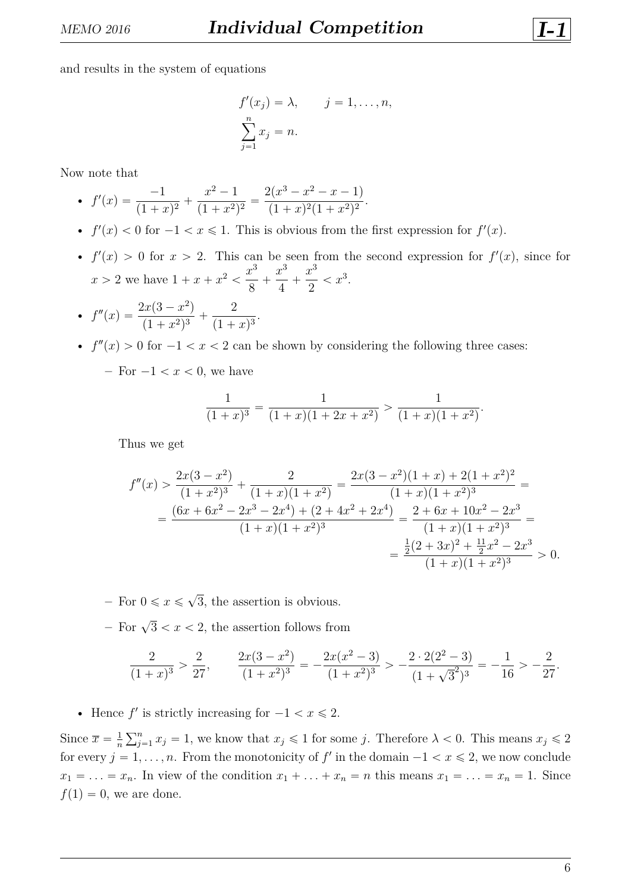and results in the system of equations

$$
\begin{aligned}
f'(x_j) &= \lambda, \qquad j = 1, \ldots, n, \\
\sum_{j=1}^{n} x_j &= n.
\end{aligned}
$$

Now note that

- $f'(x) = \dfrac{-1}{(1+x)^2} + \dfrac{x^2-1}{(1+x^2)^2} = \dfrac{2(x^3-x^2-x-1)}{(1+x)^2(1+x^2)^2}$.
- $f'(x) < 0$ for $-1 < x \leqslant 1$. This is obvious from the first expression for $f'(x)$.
- $f'(x) > 0$ for $x > 2$. This can be seen from the second expression for $f'(x)$, since for $x > 2$ we have $1 + x + x^2 < \dfrac{x^3}{8} + \dfrac{x^3}{4} + \dfrac{x^3}{2} < x^3$.
- $f''(x) = \dfrac{2x(3-x^2)}{(1+x^2)^3} + \dfrac{2}{(1+x)^3}$.
- $f''(x) > 0$ for $-1 < x < 2$ can be shown by considering the following three cases:
  - For $-1 < x < 0$, we have

    $$\frac{1}{(1+x)^3} = \frac{1}{(1+x)(1+2x+x^2)} > \frac{1}{(1+x)(1+x^2)}.$$

    Thus we get

    $$
    \begin{aligned}
    f''(x) &> \frac{2x(3-x^2)}{(1+x^2)^3} + \frac{2}{(1+x)(1+x^2)} = \frac{2x(3-x^2)(1+x) + 2(1+x^2)^2}{(1+x)(1+x^2)^3} = \\
    &= \frac{(6x + 6x^2 - 2x^3 - 2x^4) + (2 + 4x^2 + 2x^4)}{(1+x)(1+x^2)^3} = \frac{2 + 6x + 10x^2 - 2x^3}{(1+x)(1+x^2)^3} = \\
    &= \frac{\frac{1}{2}(2+3x)^2 + \frac{11}{2}x^2 - 2x^3}{(1+x)(1+x^2)^3} > 0.
    \end{aligned}
    $$

  - For $0 \leqslant x \leqslant \sqrt{3}$, the assertion is obvious.
  - For $\sqrt{3} < x < 2$, the assertion follows from

    $$\frac{2}{(1+x)^3} > \frac{2}{27}, \qquad \frac{2x(3-x^2)}{(1+x^2)^3} = -\frac{2x(x^2-3)}{(1+x^2)^3} > -\frac{2 \cdot 2(2^2-3)}{(1+\sqrt{3}^2)^3} = -\frac{1}{16} > -\frac{2}{27}.$$

- Hence $f'$ is strictly increasing for $-1 < x \leqslant 2$.

Since $\overline{x} = \frac{1}{n}\sum_{j=1}^{n} x_j = 1$, we know that $x_j \leqslant 1$ for some $j$. Therefore $\lambda < 0$. This means $x_j \leqslant 2$ for every $j = 1, \ldots, n$. From the monotonicity of $f'$ in the domain $-1 < x \leqslant 2$, we now conclude $x_1 = \ldots = x_n$. In view of the condition $x_1 + \ldots + x_n = n$ this means $x_1 = \ldots = x_n = 1$. Since $f(1) = 0$, we are done.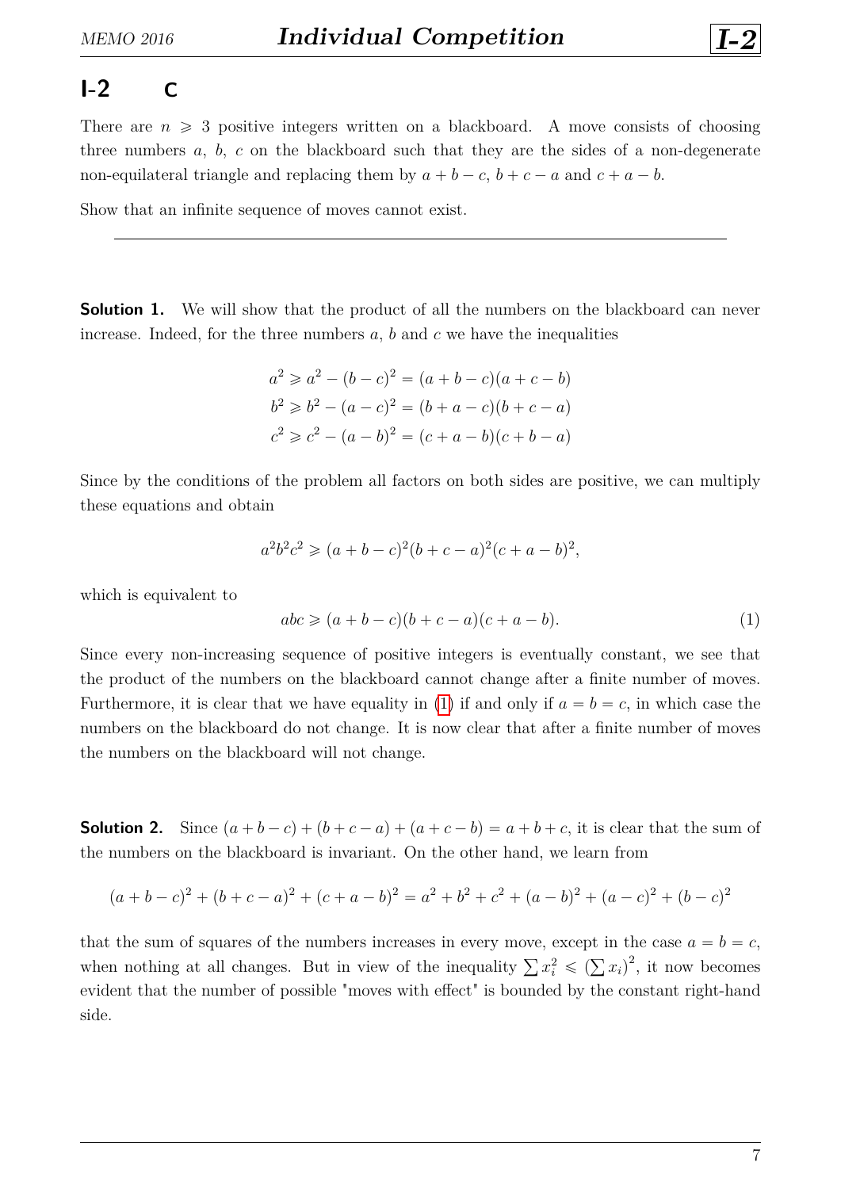# I-2 C

There are $n \geqslant 3$ positive integers written on a blackboard. A move consists of choosing three numbers $a$, $b$, $c$ on the blackboard such that they are the sides of a non-degenerate non-equilateral triangle and replacing them by $a+b-c$, $b+c-a$ and $c+a-b$.

Show that an infinite sequence of moves cannot exist.

---

**Solution 1.** We will show that the product of all the numbers on the blackboard can never increase. Indeed, for the three numbers $a$, $b$ and $c$ we have the inequalities

$$
\begin{aligned}
a^2 &\geqslant a^2-(b-c)^2 = (a+b-c)(a+c-b) \\
b^2 &\geqslant b^2-(a-c)^2 = (b+a-c)(b+c-a) \\
c^2 &\geqslant c^2-(a-b)^2 = (c+a-b)(c+b-a)
\end{aligned}
$$

Since by the conditions of the problem all factors on both sides are positive, we can multiply these equations and obtain

$$a^2b^2c^2 \geqslant (a+b-c)^2(b+c-a)^2(c+a-b)^2,$$

which is equivalent to

$$abc \geqslant (a+b-c)(b+c-a)(c+a-b). \tag{1}$$

Since every non-increasing sequence of positive integers is eventually constant, we see that the product of the numbers on the blackboard cannot change after a finite number of moves. Furthermore, it is clear that we have equality in (1) if and only if $a=b=c$, in which case the numbers on the blackboard do not change. It is now clear that after a finite number of moves the numbers on the blackboard will not change.

**Solution 2.** Since $(a+b-c)+(b+c-a)+(a+c-b)=a+b+c$, it is clear that the sum of the numbers on the blackboard is invariant. On the other hand, we learn from

$$(a+b-c)^2+(b+c-a)^2+(c+a-b)^2 = a^2+b^2+c^2+(a-b)^2+(a-c)^2+(b-c)^2$$

that the sum of squares of the numbers increases in every move, except in the case $a=b=c$, when nothing at all changes. But in view of the inequality $\sum x_i^2 \leqslant \left(\sum x_i\right)^2$, it now becomes evident that the number of possible "moves with effect" is bounded by the constant right-hand side.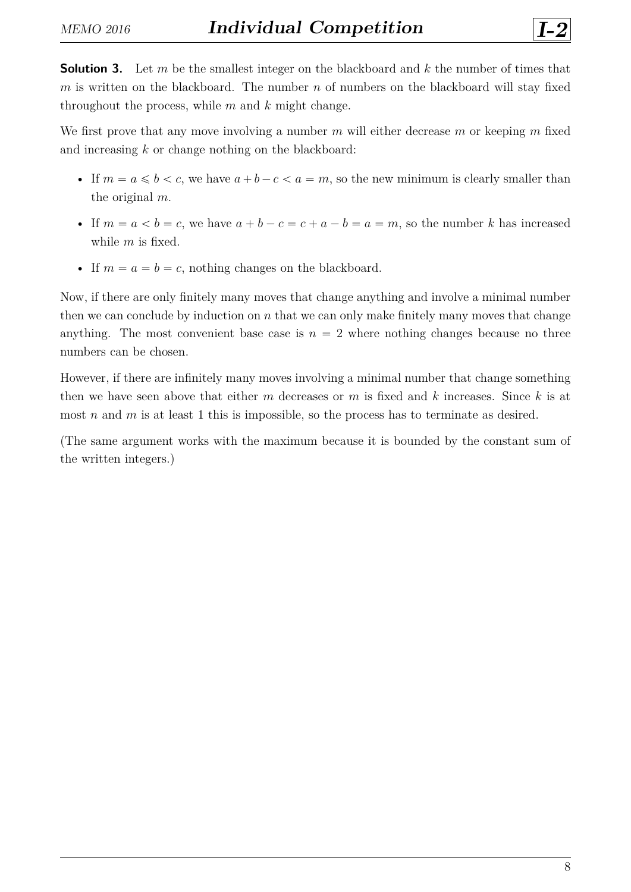**Solution 3.** Let $m$ be the smallest integer on the blackboard and $k$ the number of times that $m$ is written on the blackboard. The number $n$ of numbers on the blackboard will stay fixed throughout the process, while $m$ and $k$ might change.

We first prove that any move involving a number $m$ will either decrease $m$ or keeping $m$ fixed and increasing $k$ or change nothing on the blackboard:

- If $m = a \leqslant b < c$, we have $a + b - c < a = m$, so the new minimum is clearly smaller than the original $m$.
- If $m = a < b = c$, we have $a + b - c = c + a - b = a = m$, so the number $k$ has increased while $m$ is fixed.
- If $m = a = b = c$, nothing changes on the blackboard.

Now, if there are only finitely many moves that change anything and involve a minimal number then we can conclude by induction on $n$ that we can only make finitely many moves that change anything. The most convenient base case is $n = 2$ where nothing changes because no three numbers can be chosen.

However, if there are infinitely many moves involving a minimal number that change something then we have seen above that either $m$ decreases or $m$ is fixed and $k$ increases. Since $k$ is at most $n$ and $m$ is at least 1 this is impossible, so the process has to terminate as desired.

(The same argument works with the maximum because it is bounded by the constant sum of the written integers.)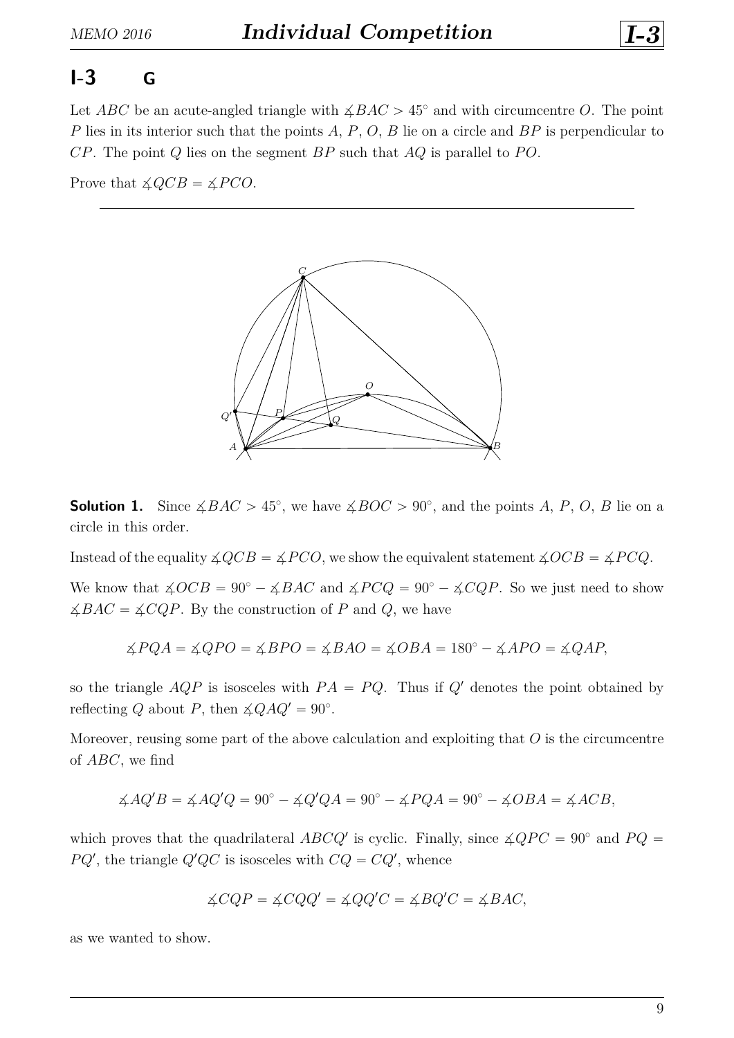## I-3 G

Let $ABC$ be an acute-angled triangle with $\measuredangle BAC > 45^\circ$ and with circumcentre $O$. The point $P$ lies in its interior such that the points $A$, $P$, $O$, $B$ lie on a circle and $BP$ is perpendicular to $CP$. The point $Q$ lies on the segment $BP$ such that $AQ$ is parallel to $PO$.

Prove that $\measuredangle QCB = \measuredangle PCO$.

---

**Solution 1.** Since $\measuredangle BAC > 45^\circ$, we have $\measuredangle BOC > 90^\circ$, and the points $A$, $P$, $O$, $B$ lie on a circle in this order.

Instead of the equality $\measuredangle QCB = \measuredangle PCO$, we show the equivalent statement $\measuredangle OCB = \measuredangle PCQ$.

We know that $\measuredangle OCB = 90^\circ - \measuredangle BAC$ and $\measuredangle PCQ = 90^\circ - \measuredangle CQP$. So we just need to show $\measuredangle BAC = \measuredangle CQP$. By the construction of $P$ and $Q$, we have

$$\measuredangle PQA = \measuredangle QPO = \measuredangle BPO = \measuredangle BAO = \measuredangle OBA = 180^\circ - \measuredangle APO = \measuredangle QAP,$$

so the triangle $AQP$ is isosceles with $PA = PQ$. Thus if $Q'$ denotes the point obtained by reflecting $Q$ about $P$, then $\measuredangle QAQ' = 90^\circ$.

Moreover, reusing some part of the above calculation and exploiting that $O$ is the circumcentre of $ABC$, we find

$$\measuredangle AQ'B = \measuredangle AQ'Q = 90^\circ - \measuredangle Q'QA = 90^\circ - \measuredangle PQA = 90^\circ - \measuredangle OBA = \measuredangle ACB,$$

which proves that the quadrilateral $ABCQ'$ is cyclic. Finally, since $\measuredangle QPC = 90^\circ$ and $PQ = PQ'$, the triangle $Q'QC$ is isosceles with $CQ = CQ'$, whence

$$\measuredangle CQP = \measuredangle CQQ' = \measuredangle QQ'C = \measuredangle BQ'C = \measuredangle BAC,$$

as we wanted to show.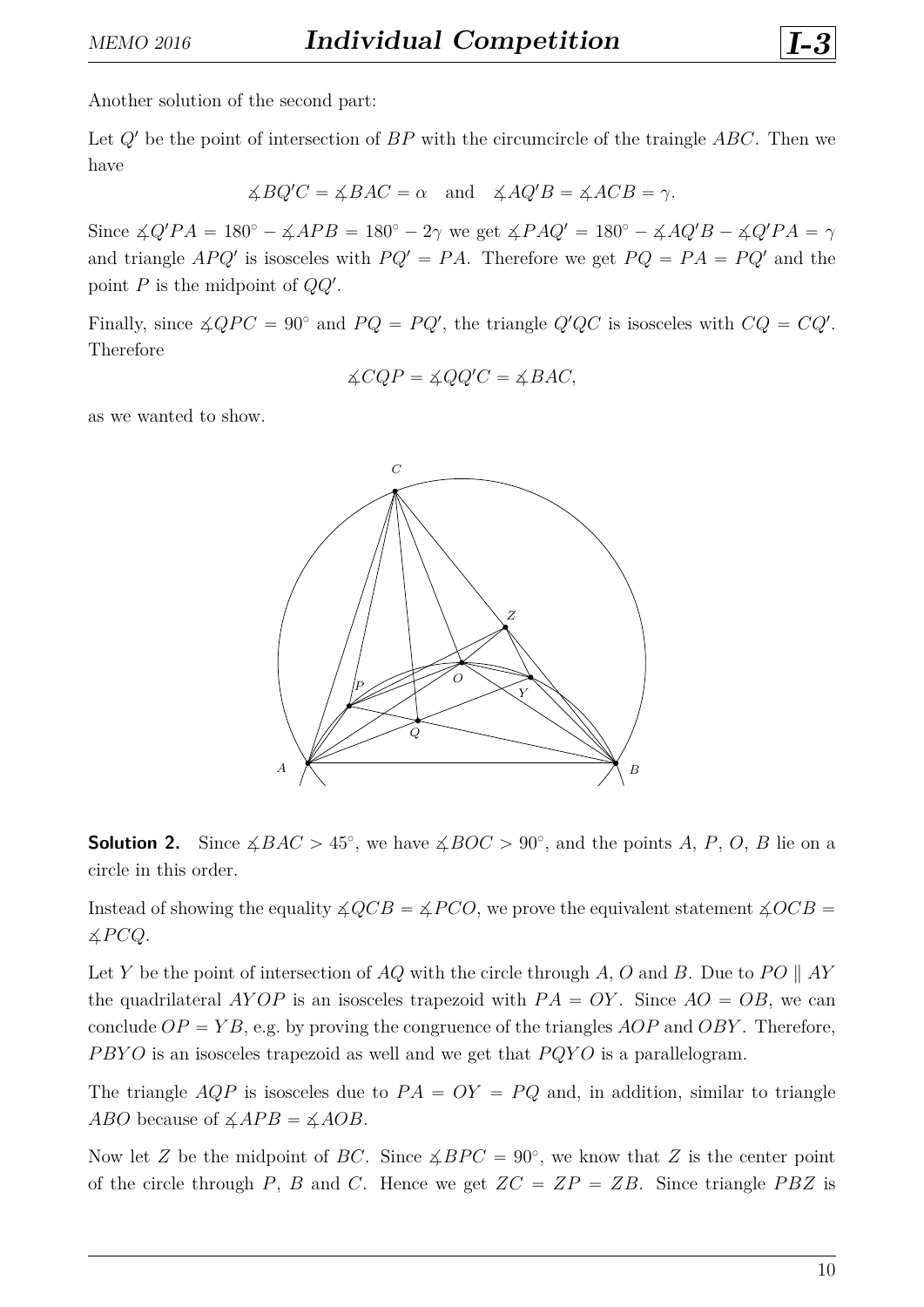Another solution of the second part:

Let $Q'$ be the point of intersection of $BP$ with the circumcircle of the traingle $ABC$. Then we have

$$\measuredangle BQ'C = \measuredangle BAC = \alpha \quad \text{and} \quad \measuredangle AQ'B = \measuredangle ACB = \gamma.$$

Since $\measuredangle Q'PA = 180^\circ - \measuredangle APB = 180^\circ - 2\gamma$ we get $\measuredangle PAQ' = 180^\circ - \measuredangle AQ'B - \measuredangle Q'PA = \gamma$ and triangle $APQ'$ is isosceles with $PQ' = PA$. Therefore we get $PQ = PA = PQ'$ and the point $P$ is the midpoint of $QQ'$.

Finally, since $\measuredangle QPC = 90^\circ$ and $PQ = PQ'$, the triangle $Q'QC$ is isosceles with $CQ = CQ'$. Therefore

$$\measuredangle CQP = \measuredangle QQ'C = \measuredangle BAC,$$

as we wanted to show.

**Solution 2.** Since $\measuredangle BAC > 45^\circ$, we have $\measuredangle BOC > 90^\circ$, and the points $A$, $P$, $O$, $B$ lie on a circle in this order.

Instead of showing the equality $\measuredangle QCB = \measuredangle PCO$, we prove the equivalent statement $\measuredangle OCB = \measuredangle PCQ$.

Let $Y$ be the point of intersection of $AQ$ with the circle through $A$, $O$ and $B$. Due to $PO \parallel AY$ the quadrilateral $AYOP$ is an isosceles trapezoid with $PA = OY$. Since $AO = OB$, we can conclude $OP = YB$, e.g. by proving the congruence of the triangles $AOP$ and $OBY$. Therefore, $PBYO$ is an isosceles trapezoid as well and we get that $PQYO$ is a parallelogram.

The triangle $AQP$ is isosceles due to $PA = OY = PQ$ and, in addition, similar to triangle $ABO$ because of $\measuredangle APB = \measuredangle AOB$.

Now let $Z$ be the midpoint of $BC$. Since $\measuredangle BPC = 90^\circ$, we know that $Z$ is the center point of the circle through $P$, $B$ and $C$. Hence we get $ZC = ZP = ZB$. Since triangle $PBZ$ is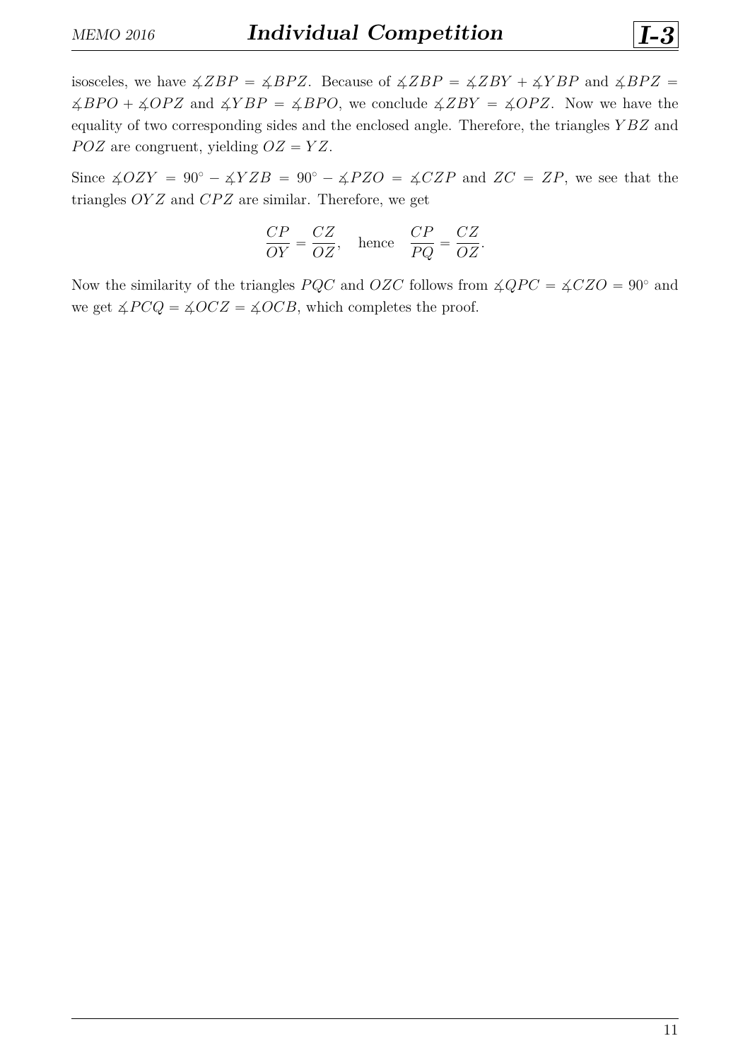isosceles, we have $\measuredangle ZBP = \measuredangle BPZ$. Because of $\measuredangle ZBP = \measuredangle ZBY + \measuredangle YBP$ and $\measuredangle BPZ = \measuredangle BPO + \measuredangle OPZ$ and $\measuredangle YBP = \measuredangle BPO$, we conclude $\measuredangle ZBY = \measuredangle OPZ$. Now we have the equality of two corresponding sides and the enclosed angle. Therefore, the triangles $YBZ$ and $POZ$ are congruent, yielding $OZ = YZ$.

Since $\measuredangle OZY = 90^\circ - \measuredangle YZB = 90^\circ - \measuredangle PZO = \measuredangle CZP$ and $ZC = ZP$, we see that the triangles $OYZ$ and $CPZ$ are similar. Therefore, we get

$$\frac{CP}{OY} = \frac{CZ}{OZ}, \quad \text{hence} \quad \frac{CP}{PQ} = \frac{CZ}{OZ}.$$

Now the similarity of the triangles $PQC$ and $OZC$ follows from $\measuredangle QPC = \measuredangle CZO = 90^\circ$ and we get $\measuredangle PCQ = \measuredangle OCZ = \measuredangle OCB$, which completes the proof.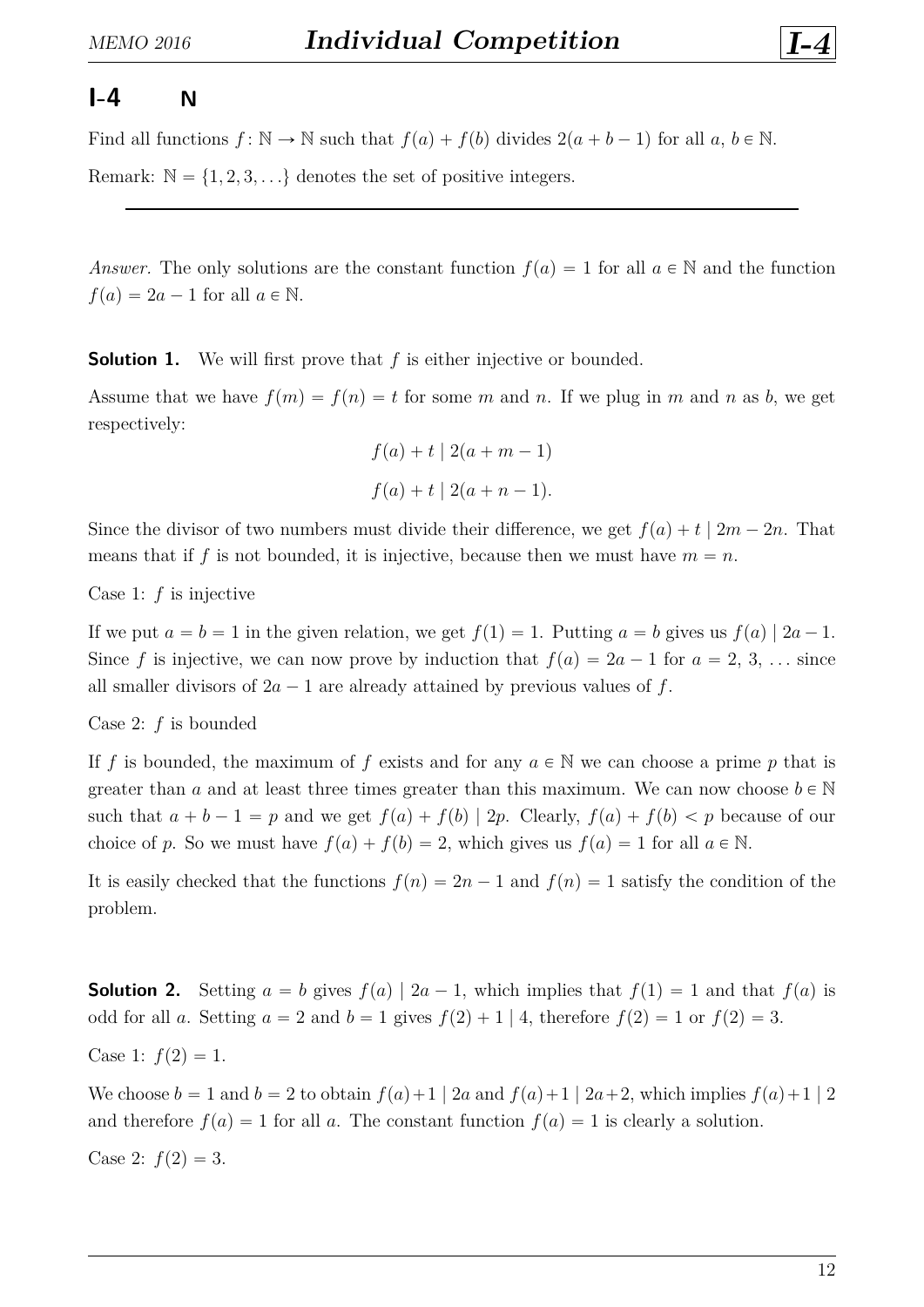## I-4 N

Find all functions $f : \mathbb{N} \to \mathbb{N}$ such that $f(a) + f(b)$ divides $2(a + b - 1)$ for all $a, b \in \mathbb{N}$.

Remark: $\mathbb{N} = \{1, 2, 3, \ldots\}$ denotes the set of positive integers.

---

*Answer.* The only solutions are the constant function $f(a) = 1$ for all $a \in \mathbb{N}$ and the function $f(a) = 2a - 1$ for all $a \in \mathbb{N}$.

**Solution 1.** We will first prove that $f$ is either injective or bounded.

Assume that we have $f(m) = f(n) = t$ for some $m$ and $n$. If we plug in $m$ and $n$ as $b$, we get respectively:

$$f(a) + t \mid 2(a + m - 1)$$

$$f(a) + t \mid 2(a + n - 1).$$

Since the divisor of two numbers must divide their difference, we get $f(a) + t \mid 2m - 2n$. That means that if $f$ is not bounded, it is injective, because then we must have $m = n$.

Case 1: $f$ is injective

If we put $a = b = 1$ in the given relation, we get $f(1) = 1$. Putting $a = b$ gives us $f(a) \mid 2a - 1$. Since $f$ is injective, we can now prove by induction that $f(a) = 2a - 1$ for $a = 2, 3, \ldots$ since all smaller divisors of $2a - 1$ are already attained by previous values of $f$.

Case 2: $f$ is bounded

If $f$ is bounded, the maximum of $f$ exists and for any $a \in \mathbb{N}$ we can choose a prime $p$ that is greater than $a$ and at least three times greater than this maximum. We can now choose $b \in \mathbb{N}$ such that $a + b - 1 = p$ and we get $f(a) + f(b) \mid 2p$. Clearly, $f(a) + f(b) < p$ because of our choice of $p$. So we must have $f(a) + f(b) = 2$, which gives us $f(a) = 1$ for all $a \in \mathbb{N}$.

It is easily checked that the functions $f(n) = 2n - 1$ and $f(n) = 1$ satisfy the condition of the problem.

**Solution 2.** Setting $a = b$ gives $f(a) \mid 2a - 1$, which implies that $f(1) = 1$ and that $f(a)$ is odd for all $a$. Setting $a = 2$ and $b = 1$ gives $f(2) + 1 \mid 4$, therefore $f(2) = 1$ or $f(2) = 3$.

Case 1: $f(2) = 1$.

We choose $b = 1$ and $b = 2$ to obtain $f(a)+1 \mid 2a$ and $f(a)+1 \mid 2a+2$, which implies $f(a)+1 \mid 2$ and therefore $f(a) = 1$ for all $a$. The constant function $f(a) = 1$ is clearly a solution.

Case 2: $f(2) = 3$.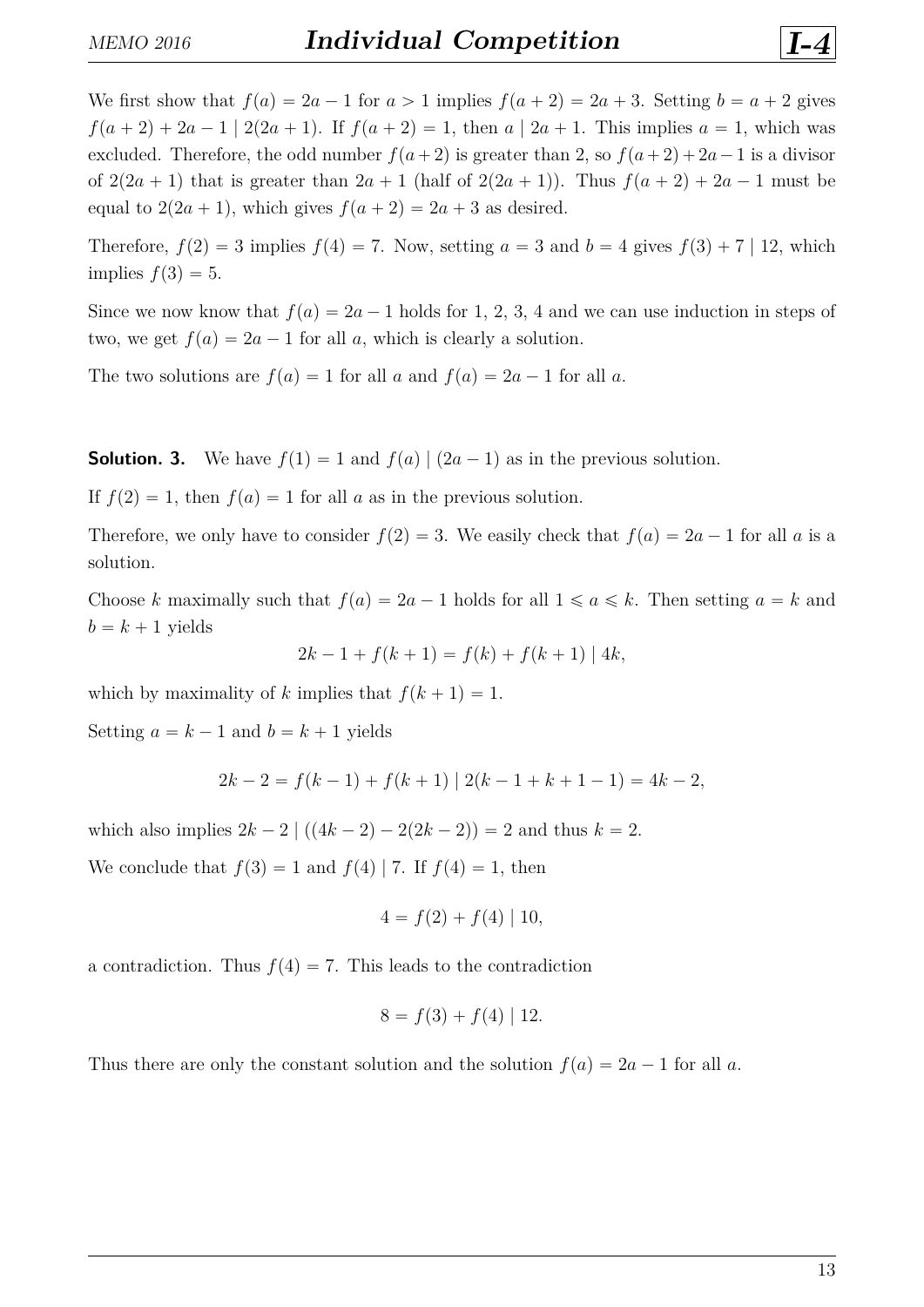We first show that $f(a) = 2a - 1$ for $a > 1$ implies $f(a+2) = 2a+3$. Setting $b = a+2$ gives $f(a+2) + 2a - 1 \mid 2(2a+1)$. If $f(a+2) = 1$, then $a \mid 2a+1$. This implies $a = 1$, which was excluded. Therefore, the odd number $f(a+2)$ is greater than 2, so $f(a+2)+2a-1$ is a divisor of $2(2a+1)$ that is greater than $2a+1$ (half of $2(2a+1)$). Thus $f(a+2) + 2a - 1$ must be equal to $2(2a+1)$, which gives $f(a+2) = 2a+3$ as desired.

Therefore, $f(2) = 3$ implies $f(4) = 7$. Now, setting $a = 3$ and $b = 4$ gives $f(3) + 7 \mid 12$, which implies $f(3) = 5$.

Since we now know that $f(a) = 2a - 1$ holds for 1, 2, 3, 4 and we can use induction in steps of two, we get $f(a) = 2a - 1$ for all $a$, which is clearly a solution.

The two solutions are $f(a) = 1$ for all $a$ and $f(a) = 2a - 1$ for all $a$.

**Solution. 3.** We have $f(1) = 1$ and $f(a) \mid (2a-1)$ as in the previous solution.

If $f(2) = 1$, then $f(a) = 1$ for all $a$ as in the previous solution.

Therefore, we only have to consider $f(2) = 3$. We easily check that $f(a) = 2a - 1$ for all $a$ is a solution.

Choose $k$ maximally such that $f(a) = 2a - 1$ holds for all $1 \leqslant a \leqslant k$. Then setting $a = k$ and $b = k+1$ yields

$$2k - 1 + f(k+1) = f(k) + f(k+1) \mid 4k,$$

which by maximality of $k$ implies that $f(k+1) = 1$.

Setting $a = k-1$ and $b = k+1$ yields

$$2k - 2 = f(k-1) + f(k+1) \mid 2(k - 1 + k + 1 - 1) = 4k - 2,$$

which also implies $2k - 2 \mid ((4k-2) - 2(2k-2)) = 2$ and thus $k = 2$.

We conclude that $f(3) = 1$ and $f(4) \mid 7$. If $f(4) = 1$, then

$$4 = f(2) + f(4) \mid 10,$$

a contradiction. Thus $f(4) = 7$. This leads to the contradiction

$$8 = f(3) + f(4) \mid 12.$$

Thus there are only the constant solution and the solution $f(a) = 2a - 1$ for all $a$.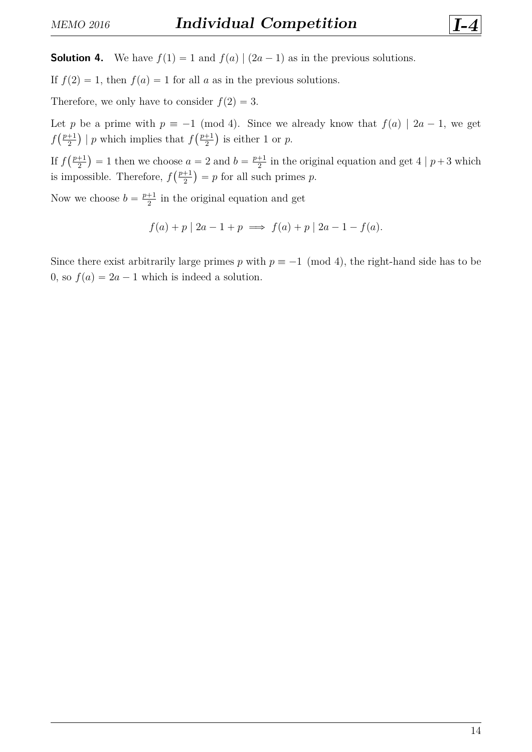**Solution 4.** We have $f(1) = 1$ and $f(a) \mid (2a-1)$ as in the previous solutions.

If $f(2) = 1$, then $f(a) = 1$ for all $a$ as in the previous solutions.

Therefore, we only have to consider $f(2) = 3$.

Let $p$ be a prime with $p \equiv -1 \pmod 4$. Since we already know that $f(a) \mid 2a-1$, we get $f\left(\frac{p+1}{2}\right) \mid p$ which implies that $f\left(\frac{p+1}{2}\right)$ is either 1 or $p$.

If $f\left(\frac{p+1}{2}\right) = 1$ then we choose $a = 2$ and $b = \frac{p+1}{2}$ in the original equation and get $4 \mid p+3$ which is impossible. Therefore, $f\left(\frac{p+1}{2}\right) = p$ for all such primes $p$.

Now we choose $b = \frac{p+1}{2}$ in the original equation and get

$$f(a) + p \mid 2a - 1 + p \implies f(a) + p \mid 2a - 1 - f(a).$$

Since there exist arbitrarily large primes $p$ with $p \equiv -1 \pmod 4$, the right-hand side has to be 0, so $f(a) = 2a - 1$ which is indeed a solution.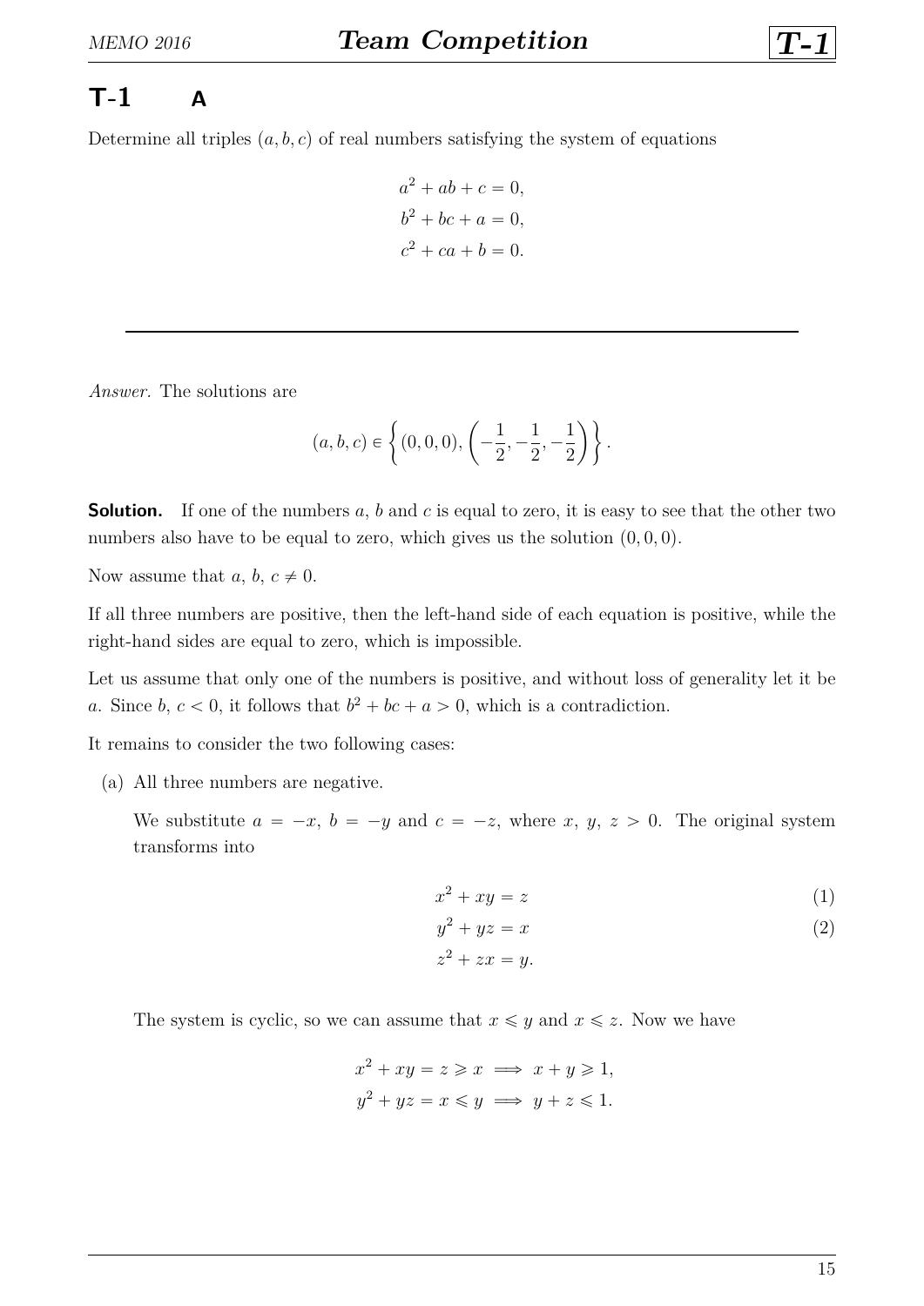## T-1 A

Determine all triples $(a, b, c)$ of real numbers satisfying the system of equations

$$
\begin{aligned}
a^2 + ab + c &= 0, \\
b^2 + bc + a &= 0, \\
c^2 + ca + b &= 0.
\end{aligned}
$$

---

*Answer.* The solutions are

$$
(a, b, c) \in \left\{ (0, 0, 0), \left(-\frac{1}{2}, -\frac{1}{2}, -\frac{1}{2}\right) \right\}.
$$

**Solution.** If one of the numbers $a$, $b$ and $c$ is equal to zero, it is easy to see that the other two numbers also have to be equal to zero, which gives us the solution $(0, 0, 0)$.

Now assume that $a$, $b$, $c \neq 0$.

If all three numbers are positive, then the left-hand side of each equation is positive, while the right-hand sides are equal to zero, which is impossible.

Let us assume that only one of the numbers is positive, and without loss of generality let it be $a$. Since $b$, $c < 0$, it follows that $b^2 + bc + a > 0$, which is a contradiction.

It remains to consider the two following cases:

(a) All three numbers are negative.

We substitute $a = -x$, $b = -y$ and $c = -z$, where $x$, $y$, $z > 0$. The original system transforms into

$$
\begin{aligned}
x^2 + xy &= z &(1)\\
y^2 + yz &= x &(2)\\
z^2 + zx &= y.
\end{aligned}
$$

The system is cyclic, so we can assume that $x \leqslant y$ and $x \leqslant z$. Now we have

$$
\begin{aligned}
x^2 + xy = z \geqslant x &\implies x + y \geqslant 1, \\
y^2 + yz = x \leqslant y &\implies y + z \leqslant 1.
\end{aligned}
$$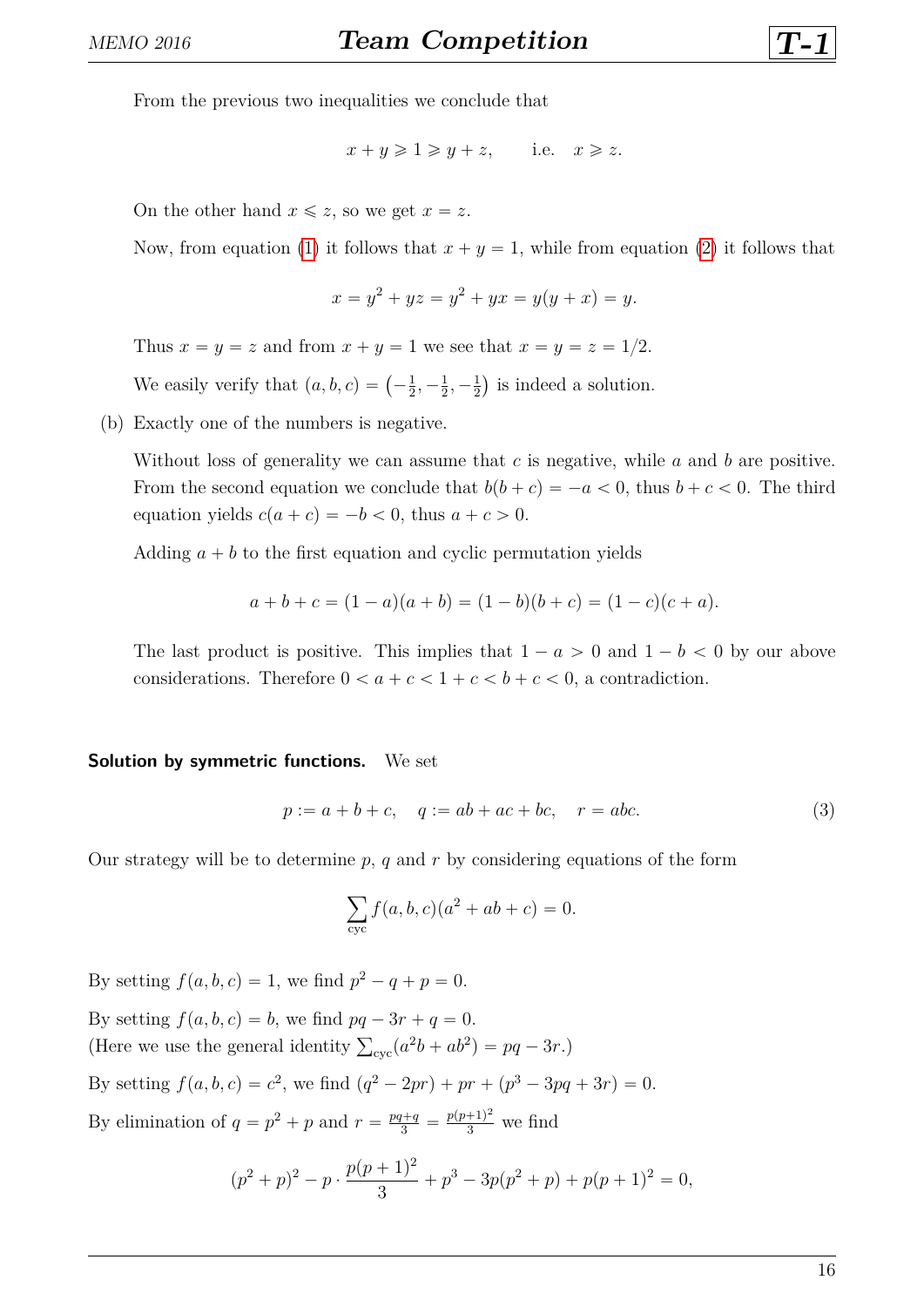From the previous two inequalities we conclude that

$$x + y \geqslant 1 \geqslant y + z, \qquad \text{i.e.} \quad x \geqslant z.$$

On the other hand $x \leqslant z$, so we get $x = z$.

Now, from equation (1) it follows that $x + y = 1$, while from equation (2) it follows that

$$x = y^2 + yz = y^2 + yx = y(y + x) = y.$$

Thus $x = y = z$ and from $x + y = 1$ we see that $x = y = z = 1/2$.

We easily verify that $(a, b, c) = \left(-\frac{1}{2}, -\frac{1}{2}, -\frac{1}{2}\right)$ is indeed a solution.

(b) Exactly one of the numbers is negative.

Without loss of generality we can assume that $c$ is negative, while $a$ and $b$ are positive. From the second equation we conclude that $b(b + c) = -a < 0$, thus $b + c < 0$. The third equation yields $c(a + c) = -b < 0$, thus $a + c > 0$.

Adding $a + b$ to the first equation and cyclic permutation yields

$$a + b + c = (1 - a)(a + b) = (1 - b)(b + c) = (1 - c)(c + a).$$

The last product is positive. This implies that $1 - a > 0$ and $1 - b < 0$ by our above considerations. Therefore $0 < a + c < 1 + c < b + c < 0$, a contradiction.

**Solution by symmetric functions.** We set

$$p := a + b + c, \quad q := ab + ac + bc, \quad r = abc. \tag{3}$$

Our strategy will be to determine $p$, $q$ and $r$ by considering equations of the form

$$\sum_{\text{cyc}} f(a, b, c)(a^2 + ab + c) = 0.$$

By setting $f(a, b, c) = 1$, we find $p^2 - q + p = 0$.

By setting $f(a, b, c) = b$, we find $pq - 3r + q = 0$.
(Here we use the general identity $\sum_{\text{cyc}}(a^2 b + ab^2) = pq - 3r$.)

By setting $f(a, b, c) = c^2$, we find $(q^2 - 2pr) + pr + (p^3 - 3pq + 3r) = 0$.

By elimination of $q = p^2 + p$ and $r = \frac{pq+q}{3} = \frac{p(p+1)^2}{3}$ we find

$$(p^2 + p)^2 - p \cdot \frac{p(p+1)^2}{3} + p^3 - 3p(p^2 + p) + p(p+1)^2 = 0,$$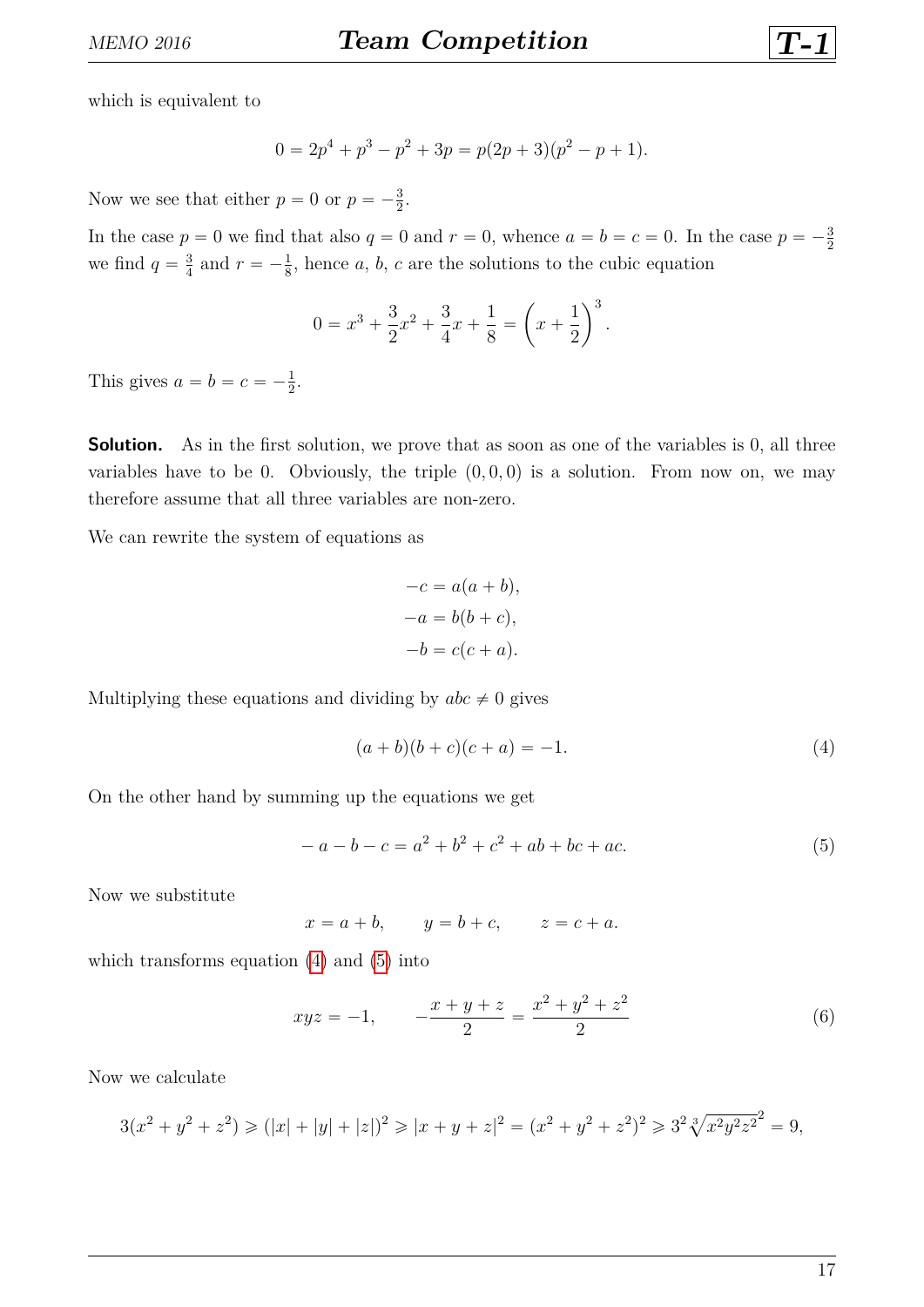which is equivalent to

$$0 = 2p^4 + p^3 - p^2 + 3p = p(2p+3)(p^2 - p + 1).$$

Now we see that either $p = 0$ or $p = -\frac{3}{2}$.

In the case $p = 0$ we find that also $q = 0$ and $r = 0$, whence $a = b = c = 0$. In the case $p = -\frac{3}{2}$ we find $q = \frac{3}{4}$ and $r = -\frac{1}{8}$, hence $a$, $b$, $c$ are the solutions to the cubic equation

$$0 = x^3 + \frac{3}{2}x^2 + \frac{3}{4}x + \frac{1}{8} = \left(x + \frac{1}{2}\right)^3.$$

This gives $a = b = c = -\frac{1}{2}$.

**Solution.** As in the first solution, we prove that as soon as one of the variables is 0, all three variables have to be 0. Obviously, the triple $(0, 0, 0)$ is a solution. From now on, we may therefore assume that all three variables are non-zero.

We can rewrite the system of equations as

$$\begin{aligned}
-c &= a(a+b), \\
-a &= b(b+c), \\
-b &= c(c+a).
\end{aligned}$$

Multiplying these equations and dividing by $abc \neq 0$ gives

$$(a+b)(b+c)(c+a) = -1. \tag{4}$$

On the other hand by summing up the equations we get

$$-a - b - c = a^2 + b^2 + c^2 + ab + bc + ac. \tag{5}$$

Now we substitute

$$x = a + b, \qquad y = b + c, \qquad z = c + a.$$

which transforms equation (4) and (5) into

$$xyz = -1, \qquad -\frac{x+y+z}{2} = \frac{x^2+y^2+z^2}{2} \tag{6}$$

Now we calculate

$$3(x^2+y^2+z^2) \geqslant (|x|+|y|+|z|)^2 \geqslant |x+y+z|^2 = (x^2+y^2+z^2)^2 \geqslant 3^2 \sqrt[3]{x^2y^2z^2}^2 = 9,$$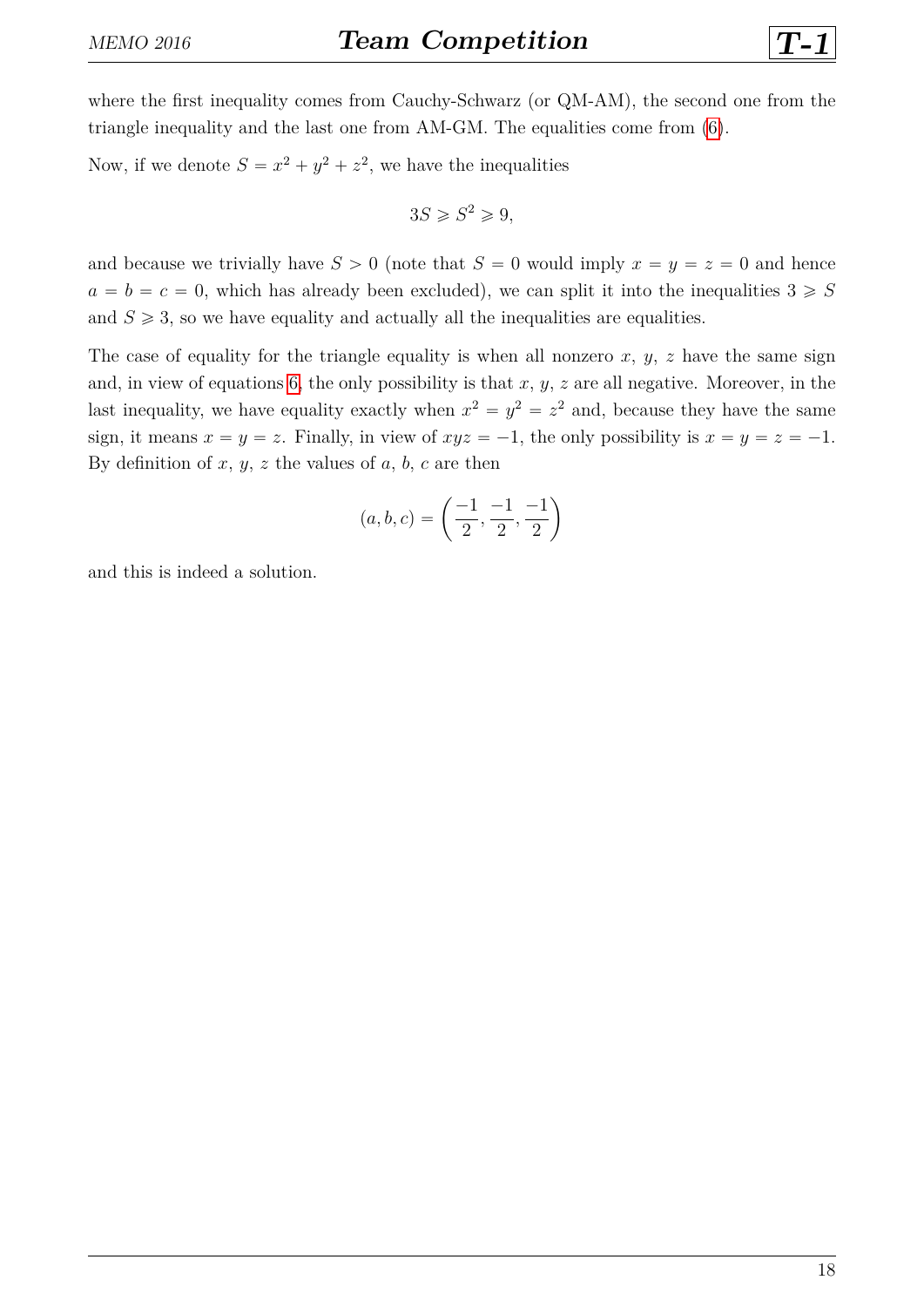where the first inequality comes from Cauchy-Schwarz (or QM-AM), the second one from the triangle inequality and the last one from AM-GM. The equalities come from (6).

Now, if we denote $S = x^2 + y^2 + z^2$, we have the inequalities

$$3S \geqslant S^2 \geqslant 9,$$

and because we trivially have $S > 0$ (note that $S = 0$ would imply $x = y = z = 0$ and hence $a = b = c = 0$, which has already been excluded), we can split it into the inequalities $3 \geqslant S$ and $S \geqslant 3$, so we have equality and actually all the inequalities are equalities.

The case of equality for the triangle equality is when all nonzero $x$, $y$, $z$ have the same sign and, in view of equations 6, the only possibility is that $x$, $y$, $z$ are all negative. Moreover, in the last inequality, we have equality exactly when $x^2 = y^2 = z^2$ and, because they have the same sign, it means $x = y = z$. Finally, in view of $xyz = -1$, the only possibility is $x = y = z = -1$. By definition of $x$, $y$, $z$ the values of $a$, $b$, $c$ are then

$$(a, b, c) = \left( \frac{-1}{2}, \frac{-1}{2}, \frac{-1}{2} \right)$$

and this is indeed a solution.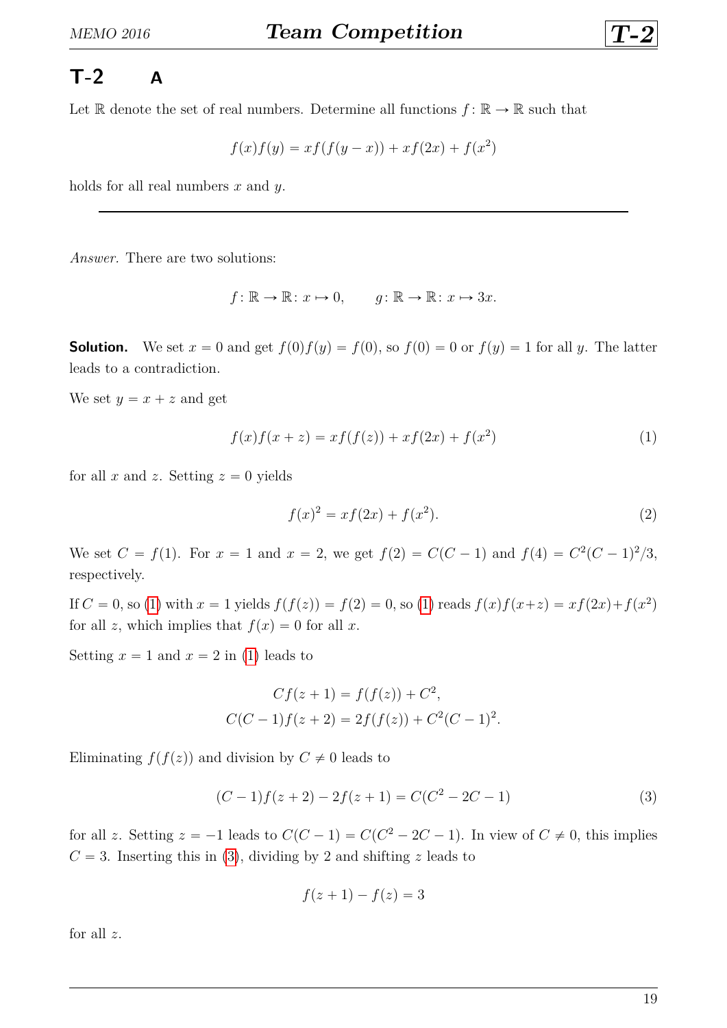## T-2 A

Let $\mathbb{R}$ denote the set of real numbers. Determine all functions $f\colon \mathbb{R} \to \mathbb{R}$ such that

$$f(x)f(y) = xf(f(y-x)) + xf(2x) + f(x^2)$$

holds for all real numbers $x$ and $y$.

---

*Answer.* There are two solutions:

$$f\colon \mathbb{R} \to \mathbb{R}\colon x \mapsto 0, \qquad g\colon \mathbb{R} \to \mathbb{R}\colon x \mapsto 3x.$$

**Solution.** We set $x = 0$ and get $f(0)f(y) = f(0)$, so $f(0) = 0$ or $f(y) = 1$ for all $y$. The latter leads to a contradiction.

We set $y = x + z$ and get

$$f(x)f(x+z) = xf(f(z)) + xf(2x) + f(x^2) \tag{1}$$

for all $x$ and $z$. Setting $z = 0$ yields

$$f(x)^2 = xf(2x) + f(x^2). \tag{2}$$

We set $C = f(1)$. For $x = 1$ and $x = 2$, we get $f(2) = C(C-1)$ and $f(4) = C^2(C-1)^2/3$, respectively.

If $C = 0$, so (1) with $x = 1$ yields $f(f(z)) = f(2) = 0$, so (1) reads $f(x)f(x+z) = xf(2x) + f(x^2)$ for all $z$, which implies that $f(x) = 0$ for all $x$.

Setting $x = 1$ and $x = 2$ in (1) leads to

$$Cf(z+1) = f(f(z)) + C^2,$$
$$C(C-1)f(z+2) = 2f(f(z)) + C^2(C-1)^2.$$

Eliminating $f(f(z))$ and division by $C \neq 0$ leads to

$$(C-1)f(z+2) - 2f(z+1) = C(C^2 - 2C - 1) \tag{3}$$

for all $z$. Setting $z = -1$ leads to $C(C-1) = C(C^2 - 2C - 1)$. In view of $C \neq 0$, this implies $C = 3$. Inserting this in (3), dividing by 2 and shifting $z$ leads to

$$f(z+1) - f(z) = 3$$

for all $z$.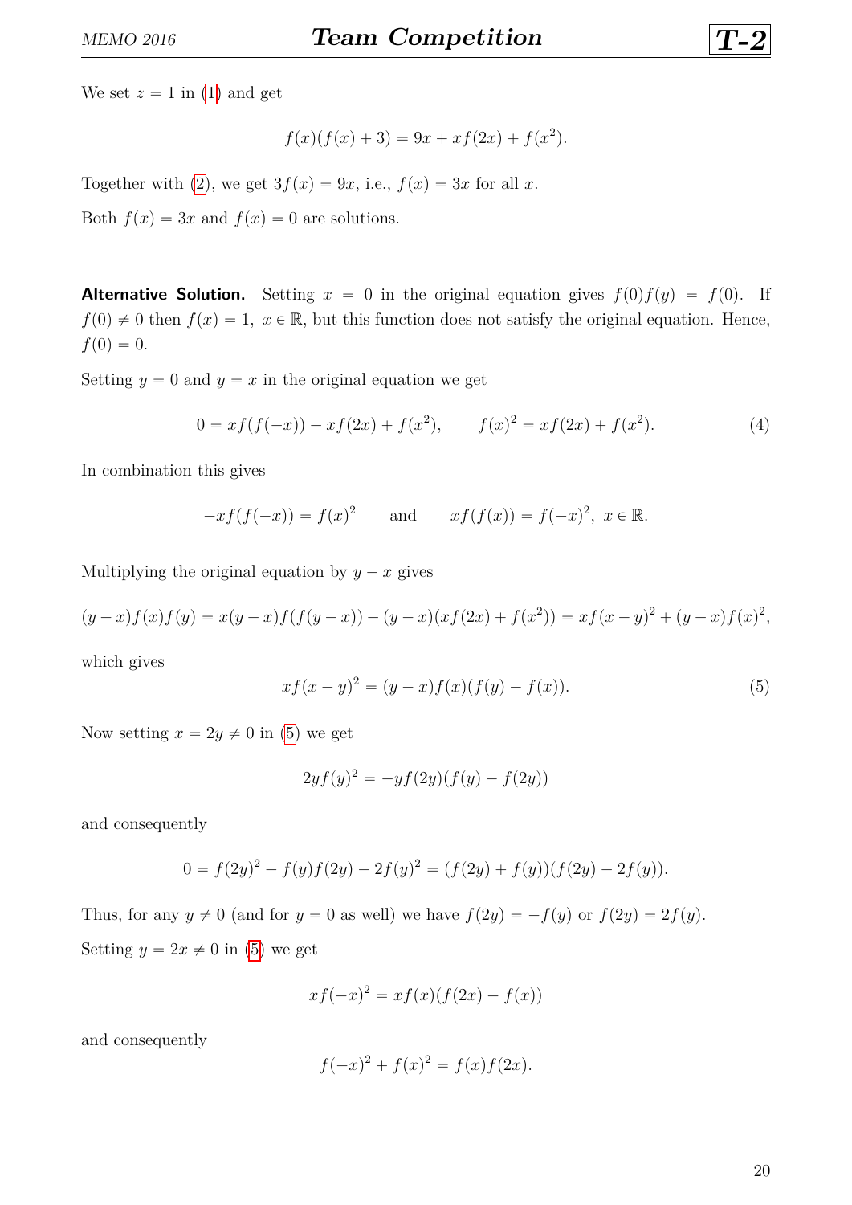We set $z = 1$ in (1) and get

$$f(x)(f(x) + 3) = 9x + xf(2x) + f(x^2).$$

Together with (2), we get $3f(x) = 9x$, i.e., $f(x) = 3x$ for all $x$.

Both $f(x) = 3x$ and $f(x) = 0$ are solutions.

**Alternative Solution.** Setting $x = 0$ in the original equation gives $f(0)f(y) = f(0)$. If $f(0) \neq 0$ then $f(x) = 1,\ x \in \mathbb{R}$, but this function does not satisfy the original equation. Hence, $f(0) = 0$.

Setting $y = 0$ and $y = x$ in the original equation we get

$$0 = xf(f(-x)) + xf(2x) + f(x^2), \qquad f(x)^2 = xf(2x) + f(x^2). \tag{4}$$

In combination this gives

$$-xf(f(-x)) = f(x)^2 \qquad \text{and} \qquad xf(f(x)) = f(-x)^2,\ x \in \mathbb{R}.$$

Multiplying the original equation by $y - x$ gives

$$(y-x)f(x)f(y) = x(y-x)f(f(y-x)) + (y-x)(xf(2x) + f(x^2)) = xf(x-y)^2 + (y-x)f(x)^2,$$

which gives

$$xf(x-y)^2 = (y-x)f(x)(f(y) - f(x)). \tag{5}$$

Now setting $x = 2y \neq 0$ in (5) we get

$$2yf(y)^2 = -yf(2y)(f(y) - f(2y))$$

and consequently

$$0 = f(2y)^2 - f(y)f(2y) - 2f(y)^2 = (f(2y) + f(y))(f(2y) - 2f(y)).$$

Thus, for any $y \neq 0$ (and for $y = 0$ as well) we have $f(2y) = -f(y)$ or $f(2y) = 2f(y)$.

Setting $y = 2x \neq 0$ in (5) we get

$$xf(-x)^2 = xf(x)(f(2x) - f(x))$$

and consequently

$$f(-x)^2 + f(x)^2 = f(x)f(2x).$$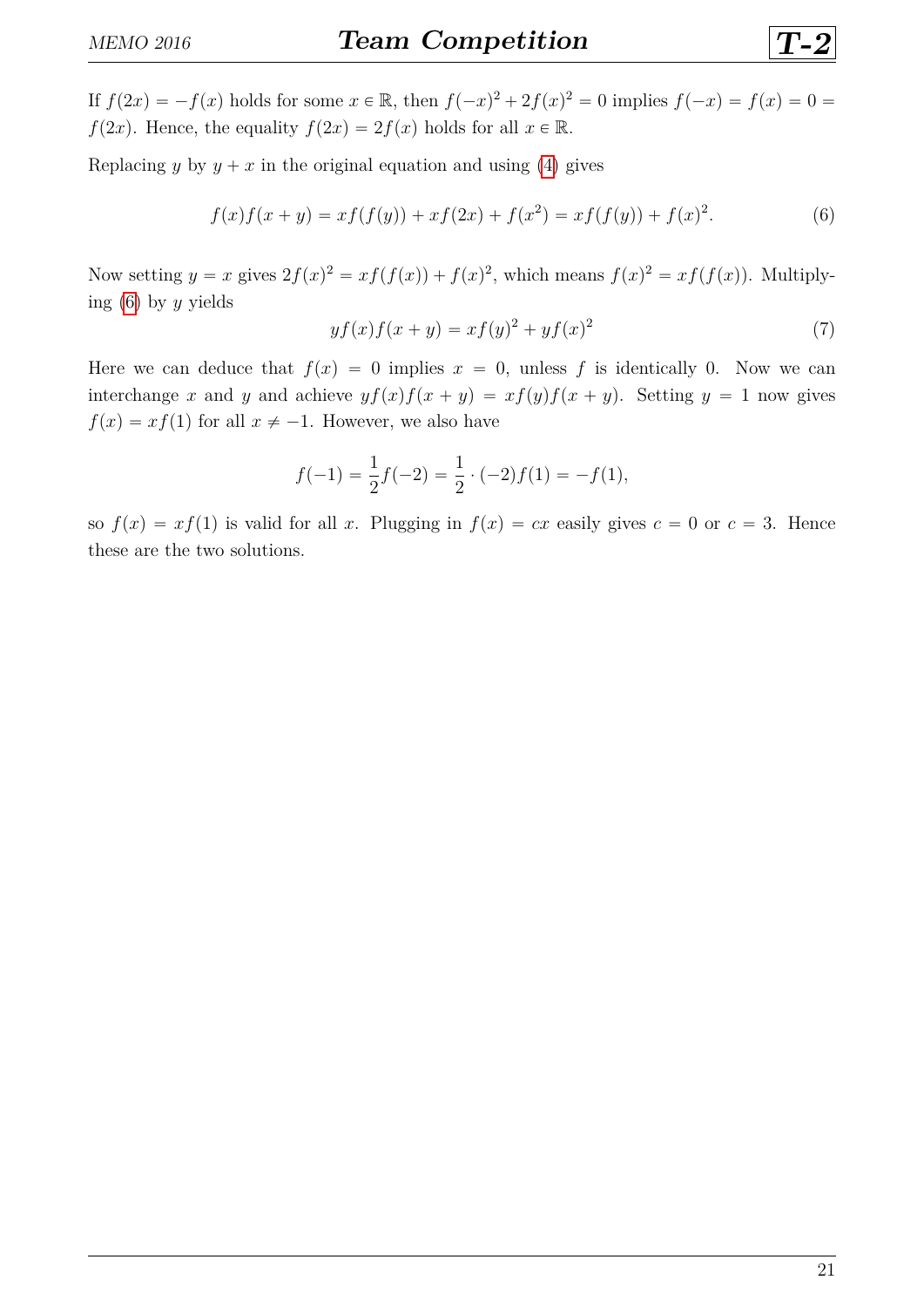If $f(2x) = -f(x)$ holds for some $x \in \mathbb{R}$, then $f(-x)^2 + 2f(x)^2 = 0$ implies $f(-x) = f(x) = 0 = f(2x)$. Hence, the equality $f(2x) = 2f(x)$ holds for all $x \in \mathbb{R}$.

Replacing $y$ by $y + x$ in the original equation and using (4) gives

$$f(x)f(x+y) = xf(f(y)) + xf(2x) + f(x^2) = xf(f(y)) + f(x)^2. \tag{6}$$

Now setting $y = x$ gives $2f(x)^2 = xf(f(x)) + f(x)^2$, which means $f(x)^2 = xf(f(x))$. Multiplying (6) by $y$ yields

$$yf(x)f(x+y) = xf(y)^2 + yf(x)^2 \tag{7}$$

Here we can deduce that $f(x) = 0$ implies $x = 0$, unless $f$ is identically 0. Now we can interchange $x$ and $y$ and achieve $yf(x)f(x+y) = xf(y)f(x+y)$. Setting $y = 1$ now gives $f(x) = xf(1)$ for all $x \neq -1$. However, we also have

$$f(-1) = \frac{1}{2}f(-2) = \frac{1}{2} \cdot (-2)f(1) = -f(1),$$

so $f(x) = xf(1)$ is valid for all $x$. Plugging in $f(x) = cx$ easily gives $c = 0$ or $c = 3$. Hence these are the two solutions.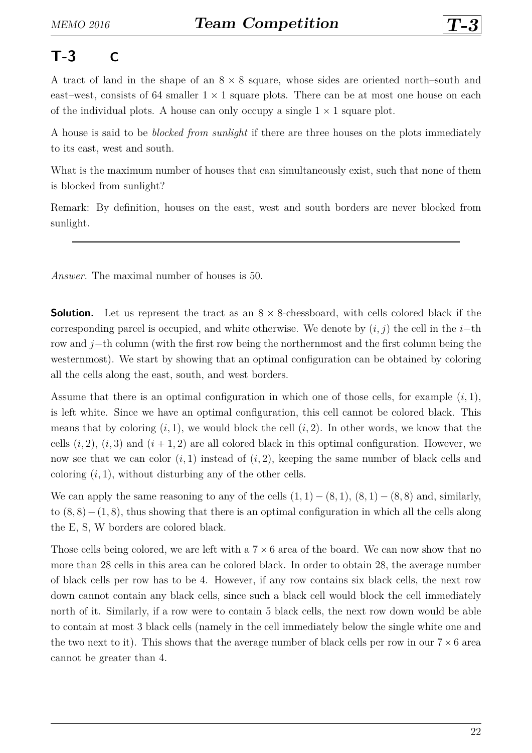## T-3 C

A tract of land in the shape of an $8 \times 8$ square, whose sides are oriented north–south and east–west, consists of 64 smaller $1 \times 1$ square plots. There can be at most one house on each of the individual plots. A house can only occupy a single $1 \times 1$ square plot.

A house is said to be *blocked from sunlight* if there are three houses on the plots immediately to its east, west and south.

What is the maximum number of houses that can simultaneously exist, such that none of them is blocked from sunlight?

Remark: By definition, houses on the east, west and south borders are never blocked from sunlight.

---

*Answer.* The maximal number of houses is 50.

**Solution.** Let us represent the tract as an $8 \times 8$-chessboard, with cells colored black if the corresponding parcel is occupied, and white otherwise. We denote by $(i, j)$ the cell in the $i-$th row and $j-$th column (with the first row being the northernmost and the first column being the westernmost). We start by showing that an optimal configuration can be obtained by coloring all the cells along the east, south, and west borders.

Assume that there is an optimal configuration in which one of those cells, for example $(i, 1)$, is left white. Since we have an optimal configuration, this cell cannot be colored black. This means that by coloring $(i, 1)$, we would block the cell $(i, 2)$. In other words, we know that the cells $(i, 2)$, $(i, 3)$ and $(i + 1, 2)$ are all colored black in this optimal configuration. However, we now see that we can color $(i, 1)$ instead of $(i, 2)$, keeping the same number of black cells and coloring $(i, 1)$, without disturbing any of the other cells.

We can apply the same reasoning to any of the cells $(1, 1) - (8, 1)$, $(8, 1) - (8, 8)$ and, similarly, to $(8, 8) - (1, 8)$, thus showing that there is an optimal configuration in which all the cells along the E, S, W borders are colored black.

Those cells being colored, we are left with a $7 \times 6$ area of the board. We can now show that no more than 28 cells in this area can be colored black. In order to obtain 28, the average number of black cells per row has to be 4. However, if any row contains six black cells, the next row down cannot contain any black cells, since such a black cell would block the cell immediately north of it. Similarly, if a row were to contain 5 black cells, the next row down would be able to contain at most 3 black cells (namely in the cell immediately below the single white one and the two next to it). This shows that the average number of black cells per row in our $7 \times 6$ area cannot be greater than 4.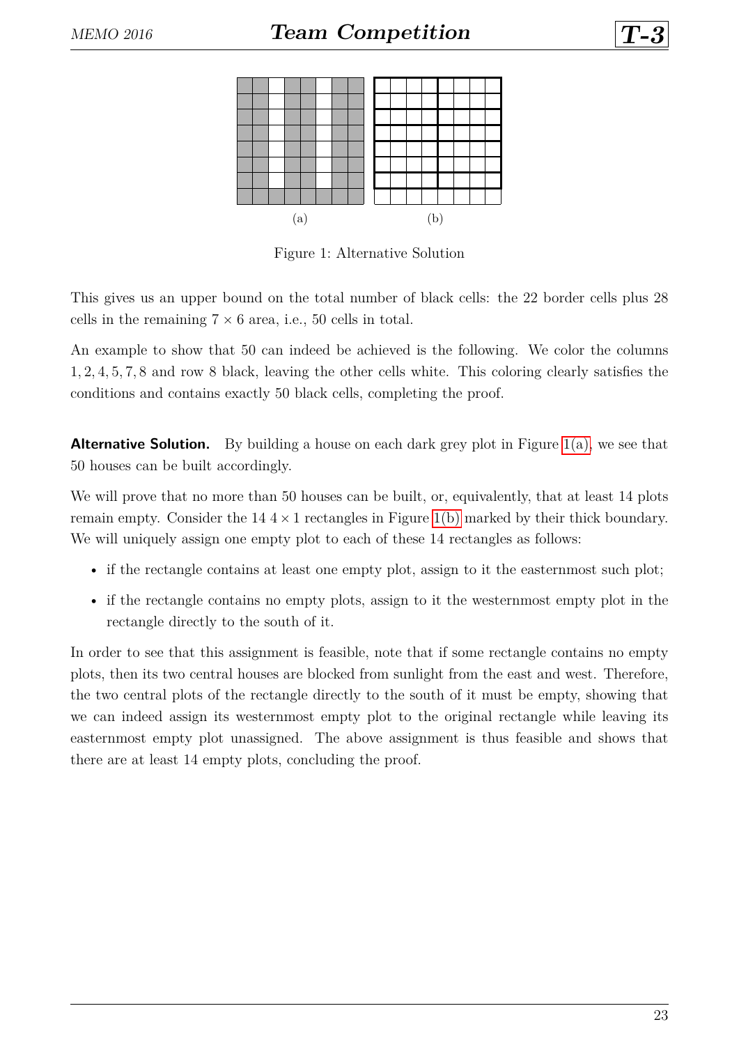(a)

(b)

Figure 1: Alternative Solution

This gives us an upper bound on the total number of black cells: the 22 border cells plus 28 cells in the remaining $7 \times 6$ area, i.e., 50 cells in total.

An example to show that 50 can indeed be achieved is the following. We color the columns $1, 2, 4, 5, 7, 8$ and row 8 black, leaving the other cells white. This coloring clearly satisfies the conditions and contains exactly 50 black cells, completing the proof.

**Alternative Solution.** By building a house on each dark grey plot in Figure 1(a), we see that 50 houses can be built accordingly.

We will prove that no more than 50 houses can be built, or, equivalently, that at least 14 plots remain empty. Consider the 14 $4 \times 1$ rectangles in Figure 1(b) marked by their thick boundary. We will uniquely assign one empty plot to each of these 14 rectangles as follows:

- if the rectangle contains at least one empty plot, assign to it the easternmost such plot;
- if the rectangle contains no empty plots, assign to it the westernmost empty plot in the rectangle directly to the south of it.

In order to see that this assignment is feasible, note that if some rectangle contains no empty plots, then its two central houses are blocked from sunlight from the east and west. Therefore, the two central plots of the rectangle directly to the south of it must be empty, showing that we can indeed assign its westernmost empty plot to the original rectangle while leaving its easternmost empty plot unassigned. The above assignment is thus feasible and shows that there are at least 14 empty plots, concluding the proof.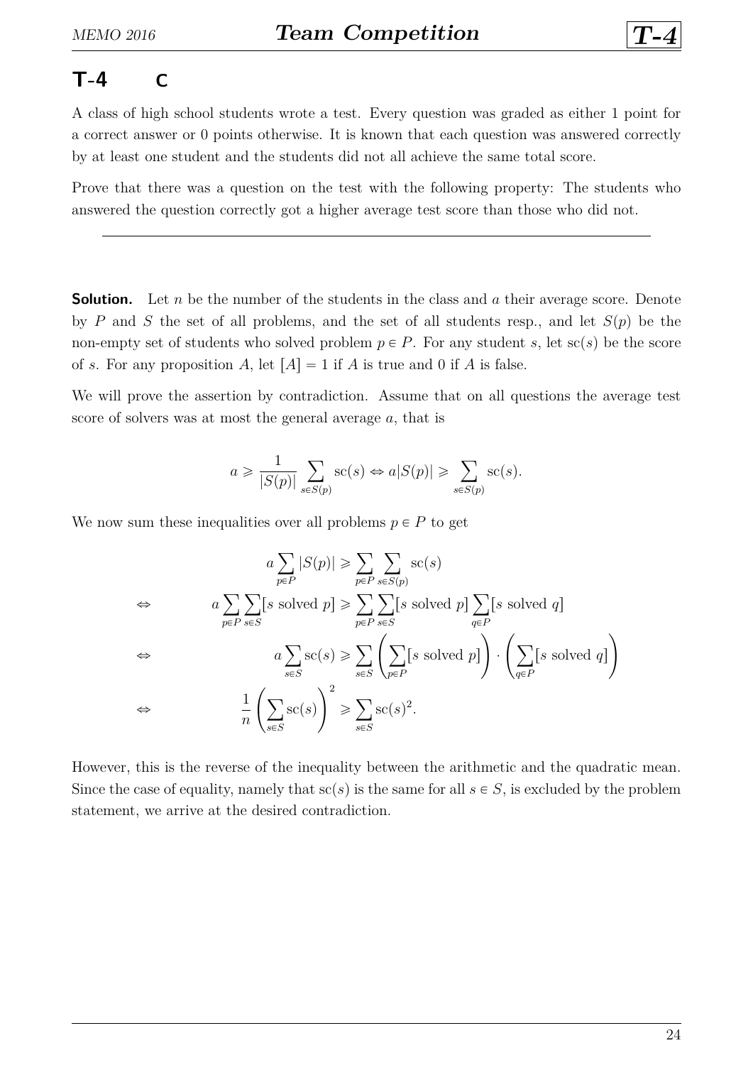## T-4 C

A class of high school students wrote a test. Every question was graded as either 1 point for a correct answer or 0 points otherwise. It is known that each question was answered correctly by at least one student and the students did not all achieve the same total score.

Prove that there was a question on the test with the following property: The students who answered the question correctly got a higher average test score than those who did not.

---

**Solution.** Let $n$ be the number of the students in the class and $a$ their average score. Denote by $P$ and $S$ the set of all problems, and the set of all students resp., and let $S(p)$ be the non-empty set of students who solved problem $p \in P$. For any student $s$, let $\mathrm{sc}(s)$ be the score of $s$. For any proposition $A$, let $[A] = 1$ if $A$ is true and 0 if $A$ is false.

We will prove the assertion by contradiction. Assume that on all questions the average test score of solvers was at most the general average $a$, that is

$$a \geqslant \frac{1}{|S(p)|} \sum_{s \in S(p)} \mathrm{sc}(s) \Leftrightarrow a|S(p)| \geqslant \sum_{s \in S(p)} \mathrm{sc}(s).$$

We now sum these inequalities over all problems $p \in P$ to get

$$\begin{aligned}
& a \sum_{p \in P} |S(p)| \geqslant \sum_{p \in P} \sum_{s \in S(p)} \mathrm{sc}(s) \\
\Leftrightarrow \quad & a \sum_{p \in P} \sum_{s \in S} [s \text{ solved } p] \geqslant \sum_{p \in P} \sum_{s \in S} [s \text{ solved } p] \sum_{q \in P} [s \text{ solved } q] \\
\Leftrightarrow \quad & a \sum_{s \in S} \mathrm{sc}(s) \geqslant \sum_{s \in S} \left( \sum_{p \in P} [s \text{ solved } p] \right) \cdot \left( \sum_{q \in P} [s \text{ solved } q] \right) \\
\Leftrightarrow \quad & \frac{1}{n} \left( \sum_{s \in S} \mathrm{sc}(s) \right)^2 \geqslant \sum_{s \in S} \mathrm{sc}(s)^2.
\end{aligned}$$

However, this is the reverse of the inequality between the arithmetic and the quadratic mean. Since the case of equality, namely that $\mathrm{sc}(s)$ is the same for all $s \in S$, is excluded by the problem statement, we arrive at the desired contradiction.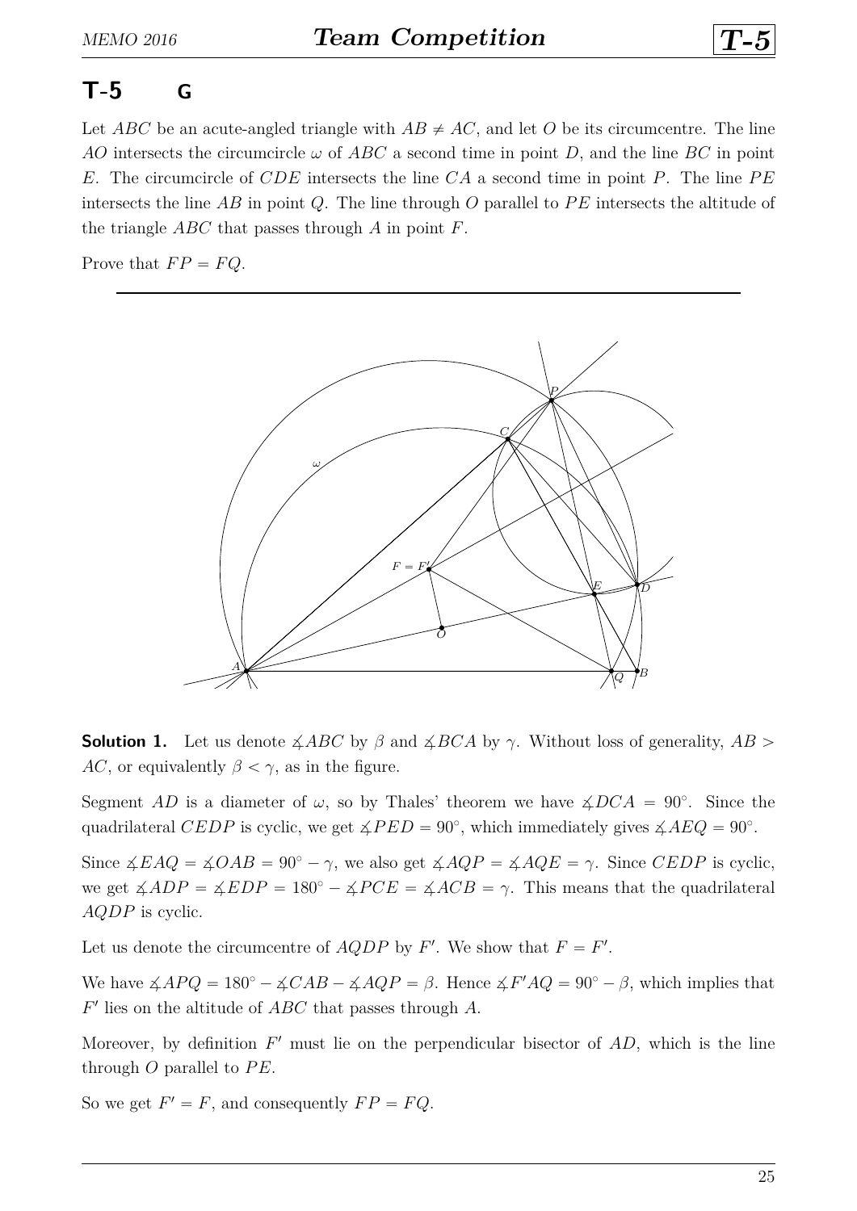## T-5 G

Let $ABC$ be an acute-angled triangle with $AB \neq AC$, and let $O$ be its circumcentre. The line $AO$ intersects the circumcircle $\omega$ of $ABC$ a second time in point $D$, and the line $BC$ in point $E$. The circumcircle of $CDE$ intersects the line $CA$ a second time in point $P$. The line $PE$ intersects the line $AB$ in point $Q$. The line through $O$ parallel to $PE$ intersects the altitude of the triangle $ABC$ that passes through $A$ in point $F$.

Prove that $FP = FQ$.

---

**Solution 1.** Let us denote $\measuredangle ABC$ by $\beta$ and $\measuredangle BCA$ by $\gamma$. Without loss of generality, $AB > AC$, or equivalently $\beta < \gamma$, as in the figure.

Segment $AD$ is a diameter of $\omega$, so by Thales' theorem we have $\measuredangle DCA = 90^\circ$. Since the quadrilateral $CEDP$ is cyclic, we get $\measuredangle PED = 90^\circ$, which immediately gives $\measuredangle AEQ = 90^\circ$.

Since $\measuredangle EAQ = \measuredangle OAB = 90^\circ - \gamma$, we also get $\measuredangle AQP = \measuredangle AQE = \gamma$. Since $CEDP$ is cyclic, we get $\measuredangle ADP = \measuredangle EDP = 180^\circ - \measuredangle PCE = \measuredangle ACB = \gamma$. This means that the quadrilateral $AQDP$ is cyclic.

Let us denote the circumcentre of $AQDP$ by $F'$. We show that $F = F'$.

We have $\measuredangle APQ = 180^\circ - \measuredangle CAB - \measuredangle AQP = \beta$. Hence $\measuredangle F'AQ = 90^\circ - \beta$, which implies that $F'$ lies on the altitude of $ABC$ that passes through $A$.

Moreover, by definition $F'$ must lie on the perpendicular bisector of $AD$, which is the line through $O$ parallel to $PE$.

So we get $F' = F$, and consequently $FP = FQ$.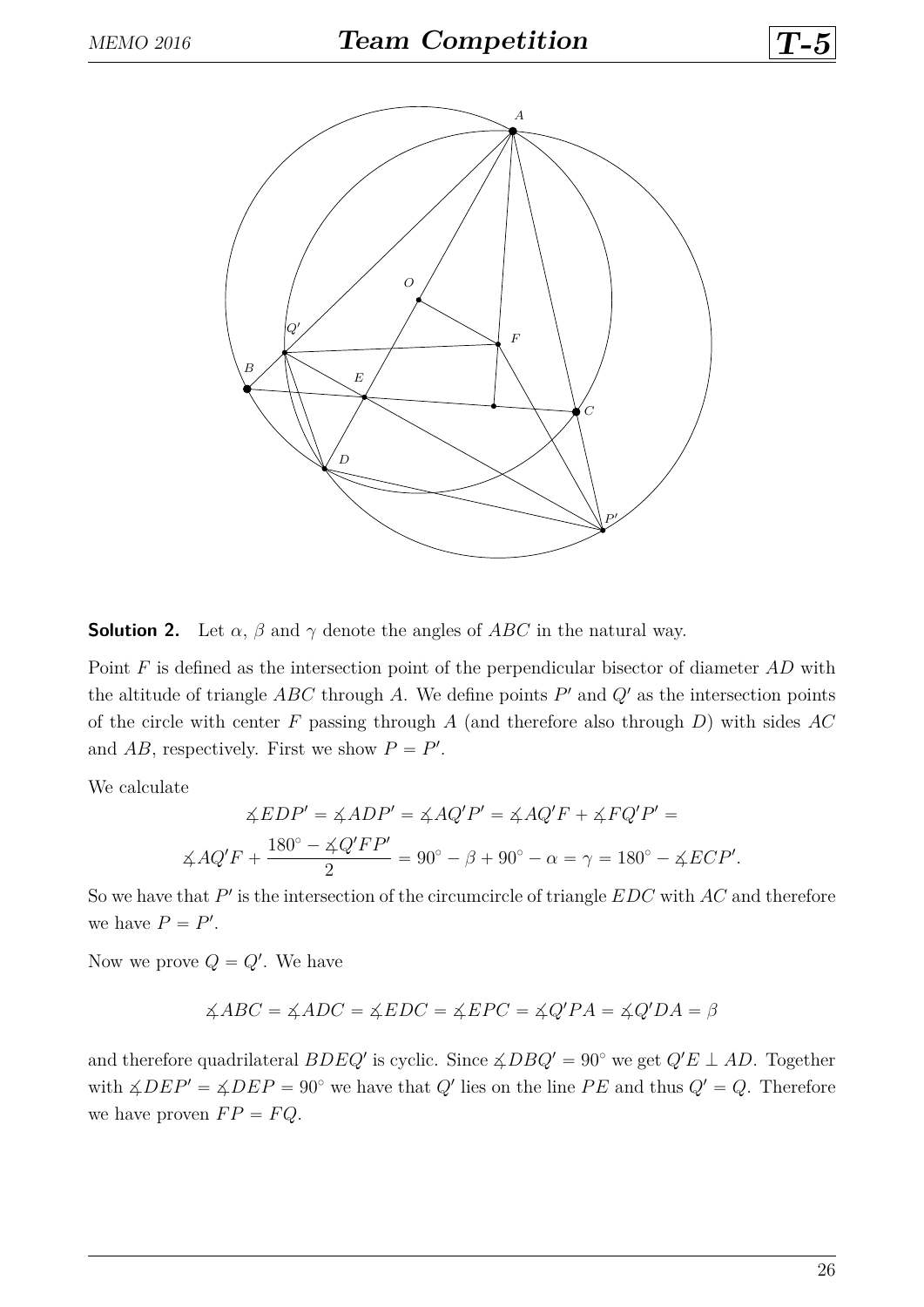**Solution 2.** Let $\alpha$, $\beta$ and $\gamma$ denote the angles of $ABC$ in the natural way.

Point $F$ is defined as the intersection point of the perpendicular bisector of diameter $AD$ with the altitude of triangle $ABC$ through $A$. We define points $P'$ and $Q'$ as the intersection points of the circle with center $F$ passing through $A$ (and therefore also through $D$) with sides $AC$ and $AB$, respectively. First we show $P = P'$.

We calculate

$$\measuredangle EDP' = \measuredangle ADP' = \measuredangle AQ'P' = \measuredangle AQ'F + \measuredangle FQ'P' =$$

$$\measuredangle AQ'F + \frac{180^\circ - \measuredangle Q'FP'}{2} = 90^\circ - \beta + 90^\circ - \alpha = \gamma = 180^\circ - \measuredangle ECP'.$$

So we have that $P'$ is the intersection of the circumcircle of triangle $EDC$ with $AC$ and therefore we have $P = P'$.

Now we prove $Q = Q'$. We have

$$\measuredangle ABC = \measuredangle ADC = \measuredangle EDC = \measuredangle EPC = \measuredangle Q'PA = \measuredangle Q'DA = \beta$$

and therefore quadrilateral $BDEQ'$ is cyclic. Since $\measuredangle DBQ' = 90^\circ$ we get $Q'E \perp AD$. Together with $\measuredangle DEP' = \measuredangle DEP = 90^\circ$ we have that $Q'$ lies on the line $PE$ and thus $Q' = Q$. Therefore we have proven $FP = FQ$.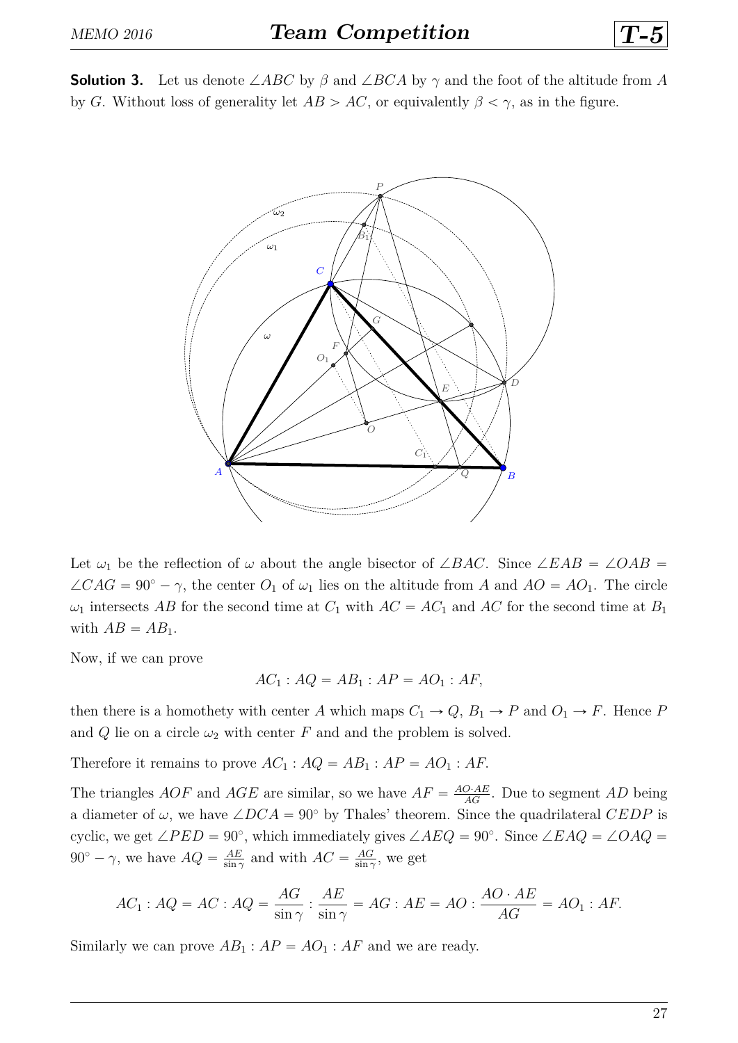**Solution 3.** Let us denote $\angle ABC$ by $\beta$ and $\angle BCA$ by $\gamma$ and the foot of the altitude from $A$ by $G$. Without loss of generality let $AB > AC$, or equivalently $\beta < \gamma$, as in the figure.

Let $\omega_1$ be the reflection of $\omega$ about the angle bisector of $\angle BAC$. Since $\angle EAB = \angle OAB = \angle CAG = 90^\circ - \gamma$, the center $O_1$ of $\omega_1$ lies on the altitude from $A$ and $AO = AO_1$. The circle $\omega_1$ intersects $AB$ for the second time at $C_1$ with $AC = AC_1$ and $AC$ for the second time at $B_1$ with $AB = AB_1$.

Now, if we can prove

$$AC_1 : AQ = AB_1 : AP = AO_1 : AF,$$

then there is a homothety with center $A$ which maps $C_1 \to Q$, $B_1 \to P$ and $O_1 \to F$. Hence $P$ and $Q$ lie on a circle $\omega_2$ with center $F$ and and the problem is solved.

Therefore it remains to prove $AC_1 : AQ = AB_1 : AP = AO_1 : AF$.

The triangles $AOF$ and $AGE$ are similar, so we have $AF = \frac{AO \cdot AE}{AG}$. Due to segment $AD$ being a diameter of $\omega$, we have $\angle DCA = 90^\circ$ by Thales' theorem. Since the quadrilateral $CEDP$ is cyclic, we get $\angle PED = 90^\circ$, which immediately gives $\angle AEQ = 90^\circ$. Since $\angle EAQ = \angle OAQ = 90^\circ - \gamma$, we have $AQ = \frac{AE}{\sin \gamma}$ and with $AC = \frac{AG}{\sin \gamma}$, we get

$$AC_1 : AQ = AC : AQ = \frac{AG}{\sin \gamma} : \frac{AE}{\sin \gamma} = AG : AE = AO : \frac{AO \cdot AE}{AG} = AO_1 : AF.$$

Similarly we can prove $AB_1 : AP = AO_1 : AF$ and we are ready.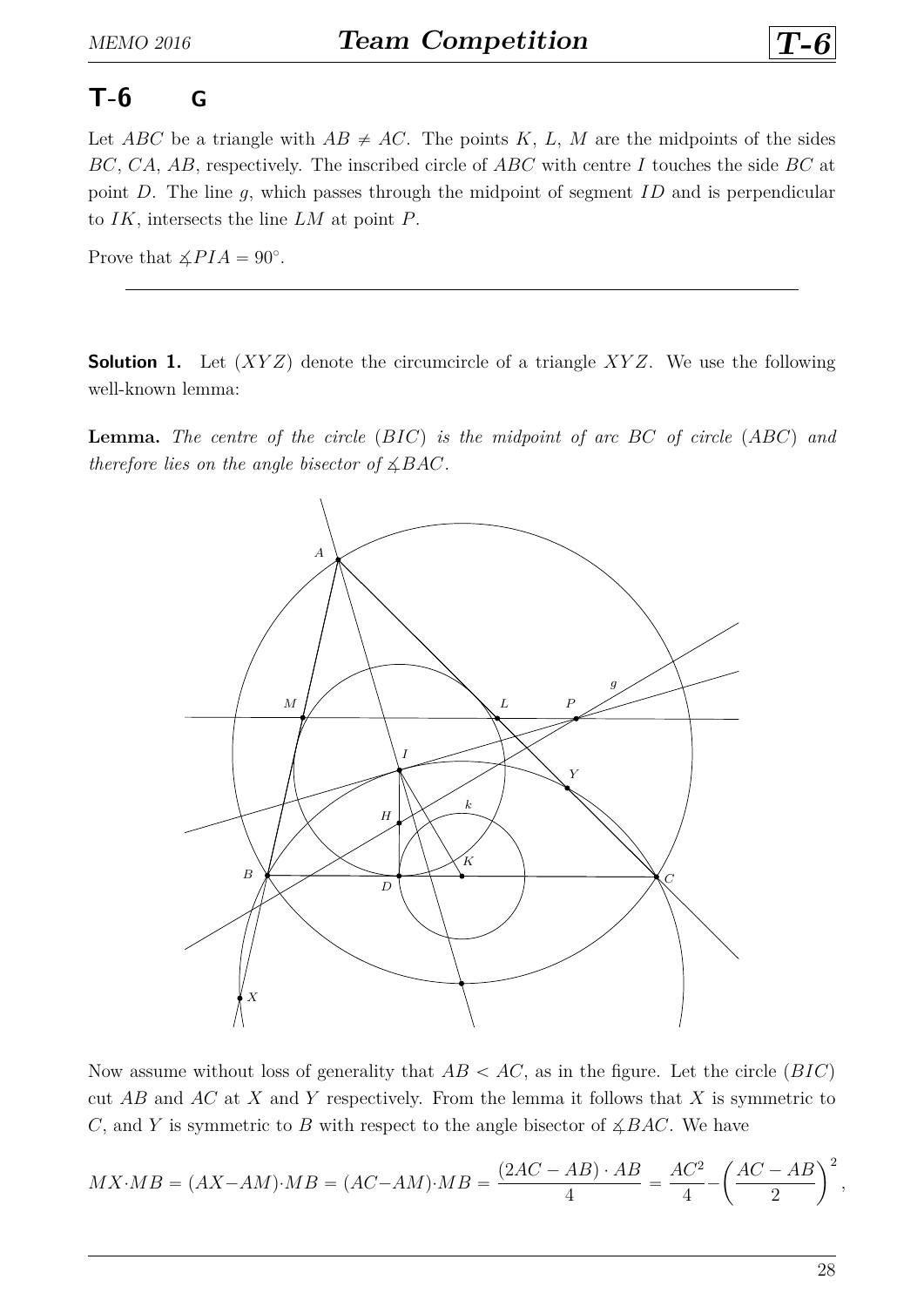## T-6 G

Let $ABC$ be a triangle with $AB \neq AC$. The points $K$, $L$, $M$ are the midpoints of the sides $BC$, $CA$, $AB$, respectively. The inscribed circle of $ABC$ with centre $I$ touches the side $BC$ at point $D$. The line $g$, which passes through the midpoint of segment $ID$ and is perpendicular to $IK$, intersects the line $LM$ at point $P$.

Prove that $\measuredangle PIA = 90^\circ$.

---

**Solution 1.** Let $(XYZ)$ denote the circumcircle of a triangle $XYZ$. We use the following well-known lemma:

**Lemma.** *The centre of the circle $(BIC)$ is the midpoint of arc $BC$ of circle $(ABC)$ and therefore lies on the angle bisector of $\measuredangle BAC$.*

Now assume without loss of generality that $AB < AC$, as in the figure. Let the circle $(BIC)$ cut $AB$ and $AC$ at $X$ and $Y$ respectively. From the lemma it follows that $X$ is symmetric to $C$, and $Y$ is symmetric to $B$ with respect to the angle bisector of $\measuredangle BAC$. We have

$$MX \cdot MB = (AX - AM) \cdot MB = (AC - AM) \cdot MB = \frac{(2AC - AB) \cdot AB}{4} = \frac{AC^2}{4} - \left(\frac{AC - AB}{2}\right)^2,$$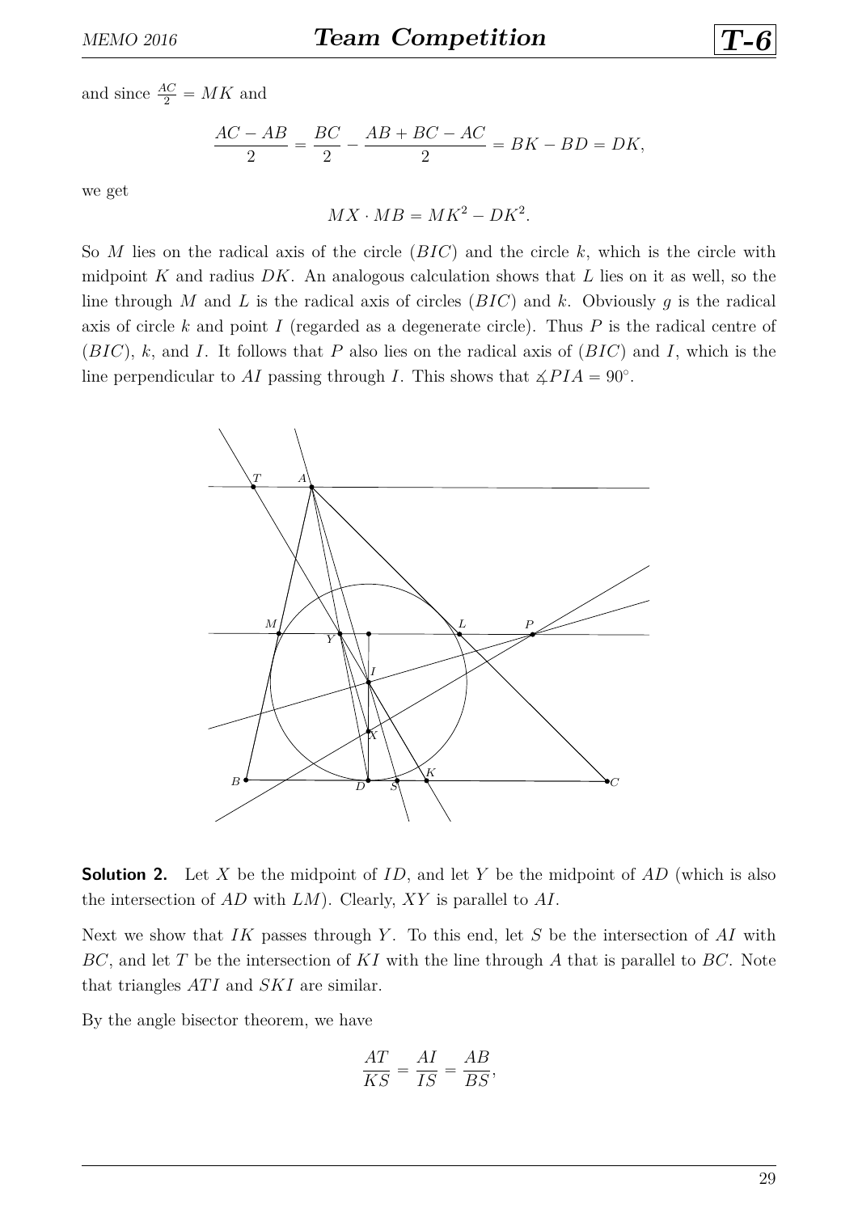and since $\frac{AC}{2} = MK$ and

$$\frac{AC - AB}{2} = \frac{BC}{2} - \frac{AB + BC - AC}{2} = BK - BD = DK,$$

we get

$$MX \cdot MB = MK^2 - DK^2.$$

So $M$ lies on the radical axis of the circle $(BIC)$ and the circle $k$, which is the circle with midpoint $K$ and radius $DK$. An analogous calculation shows that $L$ lies on it as well, so the line through $M$ and $L$ is the radical axis of circles $(BIC)$ and $k$. Obviously $g$ is the radical axis of circle $k$ and point $I$ (regarded as a degenerate circle). Thus $P$ is the radical centre of $(BIC)$, $k$, and $I$. It follows that $P$ also lies on the radical axis of $(BIC)$ and $I$, which is the line perpendicular to $AI$ passing through $I$. This shows that $\measuredangle PIA = 90^\circ$.

**Solution 2.** Let $X$ be the midpoint of $ID$, and let $Y$ be the midpoint of $AD$ (which is also the intersection of $AD$ with $LM$). Clearly, $XY$ is parallel to $AI$.

Next we show that $IK$ passes through $Y$. To this end, let $S$ be the intersection of $AI$ with $BC$, and let $T$ be the intersection of $KI$ with the line through $A$ that is parallel to $BC$. Note that triangles $ATI$ and $SKI$ are similar.

By the angle bisector theorem, we have

$$\frac{AT}{KS} = \frac{AI}{IS} = \frac{AB}{BS},$$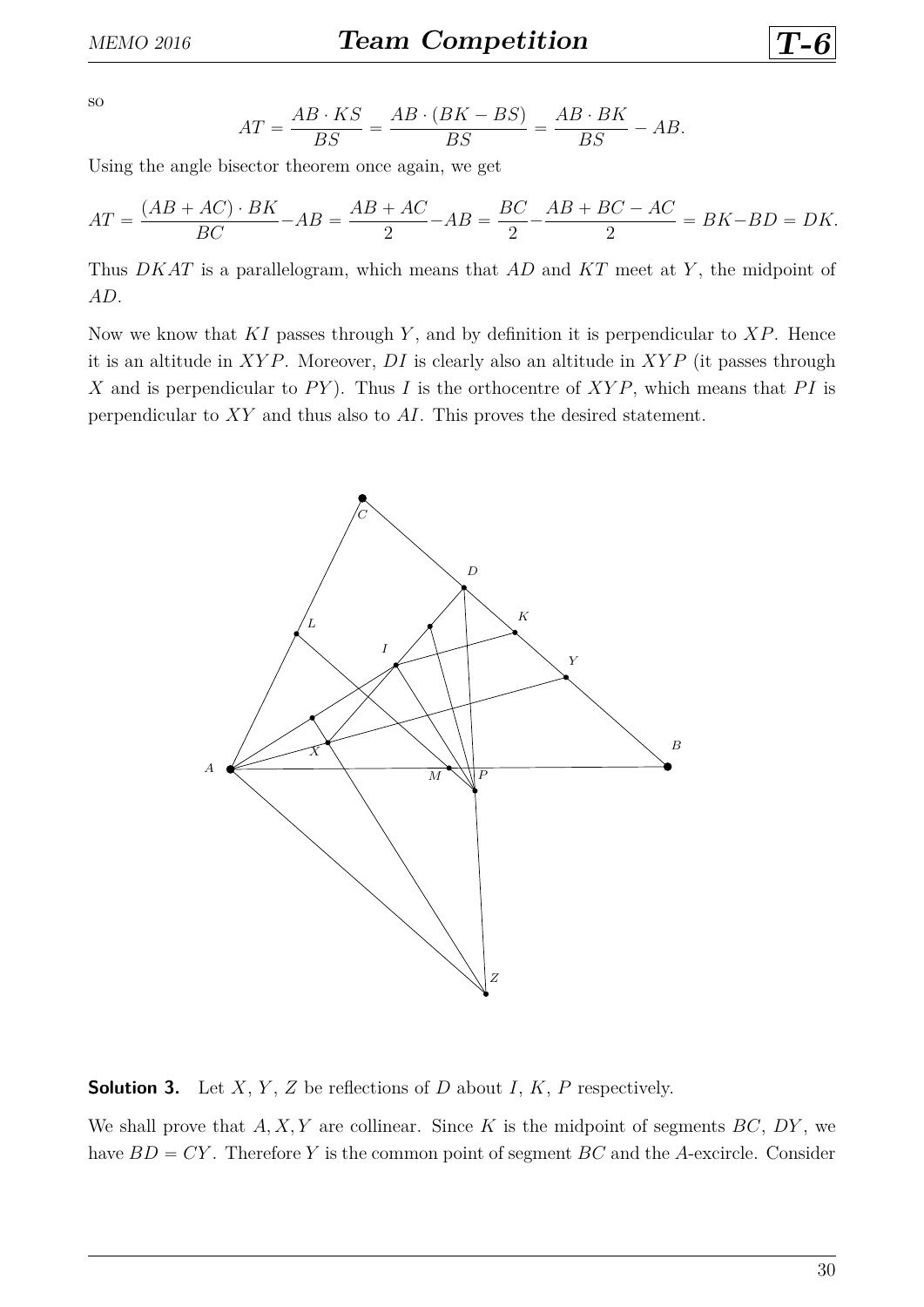so

$$AT = \frac{AB \cdot KS}{BS} = \frac{AB \cdot (BK - BS)}{BS} = \frac{AB \cdot BK}{BS} - AB.$$

Using the angle bisector theorem once again, we get

$$AT = \frac{(AB + AC) \cdot BK}{BC} - AB = \frac{AB + AC}{2} - AB = \frac{BC}{2} - \frac{AB + BC - AC}{2} = BK - BD = DK.$$

Thus $DKAT$ is a parallelogram, which means that $AD$ and $KT$ meet at $Y$, the midpoint of $AD$.

Now we know that $KI$ passes through $Y$, and by definition it is perpendicular to $XP$. Hence it is an altitude in $XYP$. Moreover, $DI$ is clearly also an altitude in $XYP$ (it passes through $X$ and is perpendicular to $PY$). Thus $I$ is the orthocentre of $XYP$, which means that $PI$ is perpendicular to $XY$ and thus also to $AI$. This proves the desired statement.

**Solution 3.** Let $X$, $Y$, $Z$ be reflections of $D$ about $I$, $K$, $P$ respectively.

We shall prove that $A, X, Y$ are collinear. Since $K$ is the midpoint of segments $BC$, $DY$, we have $BD = CY$. Therefore $Y$ is the common point of segment $BC$ and the $A$-excircle. Consider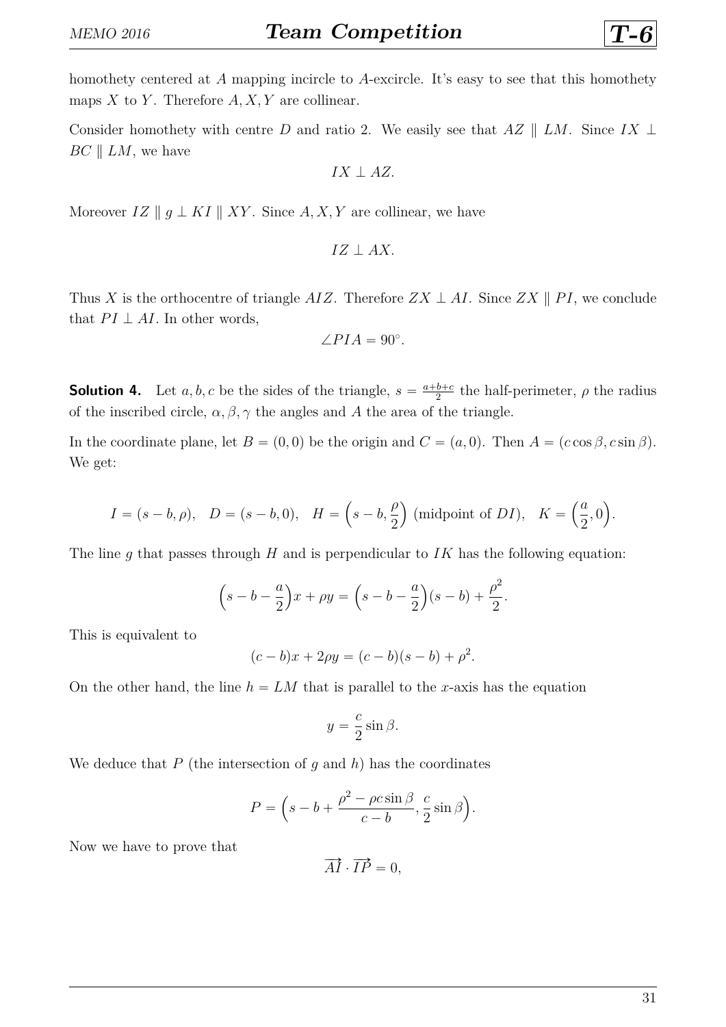homothety centered at $A$ mapping incircle to $A$-excircle. It's easy to see that this homothety maps $X$ to $Y$. Therefore $A, X, Y$ are collinear.

Consider homothety with centre $D$ and ratio 2. We easily see that $AZ \parallel LM$. Since $IX \perp BC \parallel LM$, we have

$$IX \perp AZ.$$

Moreover $IZ \parallel g \perp KI \parallel XY$. Since $A, X, Y$ are collinear, we have

$$IZ \perp AX.$$

Thus $X$ is the orthocentre of triangle $AIZ$. Therefore $ZX \perp AI$. Since $ZX \parallel PI$, we conclude that $PI \perp AI$. In other words,

$$\angle PIA = 90^\circ.$$

**Solution 4.** Let $a, b, c$ be the sides of the triangle, $s = \frac{a+b+c}{2}$ the half-perimeter, $\rho$ the radius of the inscribed circle, $\alpha, \beta, \gamma$ the angles and $A$ the area of the triangle.

In the coordinate plane, let $B = (0, 0)$ be the origin and $C = (a, 0)$. Then $A = (c \cos \beta, c \sin \beta)$. We get:

$$I = (s - b, \rho), \quad D = (s - b, 0), \quad H = \left(s - b, \frac{\rho}{2}\right) \text{ (midpoint of } DI\text{)}, \quad K = \left(\frac{a}{2}, 0\right).$$

The line $g$ that passes through $H$ and is perpendicular to $IK$ has the following equation:

$$\left(s - b - \frac{a}{2}\right)x + \rho y = \left(s - b - \frac{a}{2}\right)(s - b) + \frac{\rho^2}{2}.$$

This is equivalent to

$$(c - b)x + 2\rho y = (c - b)(s - b) + \rho^2.$$

On the other hand, the line $h = LM$ that is parallel to the $x$-axis has the equation

$$y = \frac{c}{2} \sin \beta.$$

We deduce that $P$ (the intersection of $g$ and $h$) has the coordinates

$$P = \left(s - b + \frac{\rho^2 - \rho c \sin \beta}{c - b}, \frac{c}{2} \sin \beta\right).$$

Now we have to prove that

$$\overrightarrow{AI} \cdot \overrightarrow{IP} = 0,$$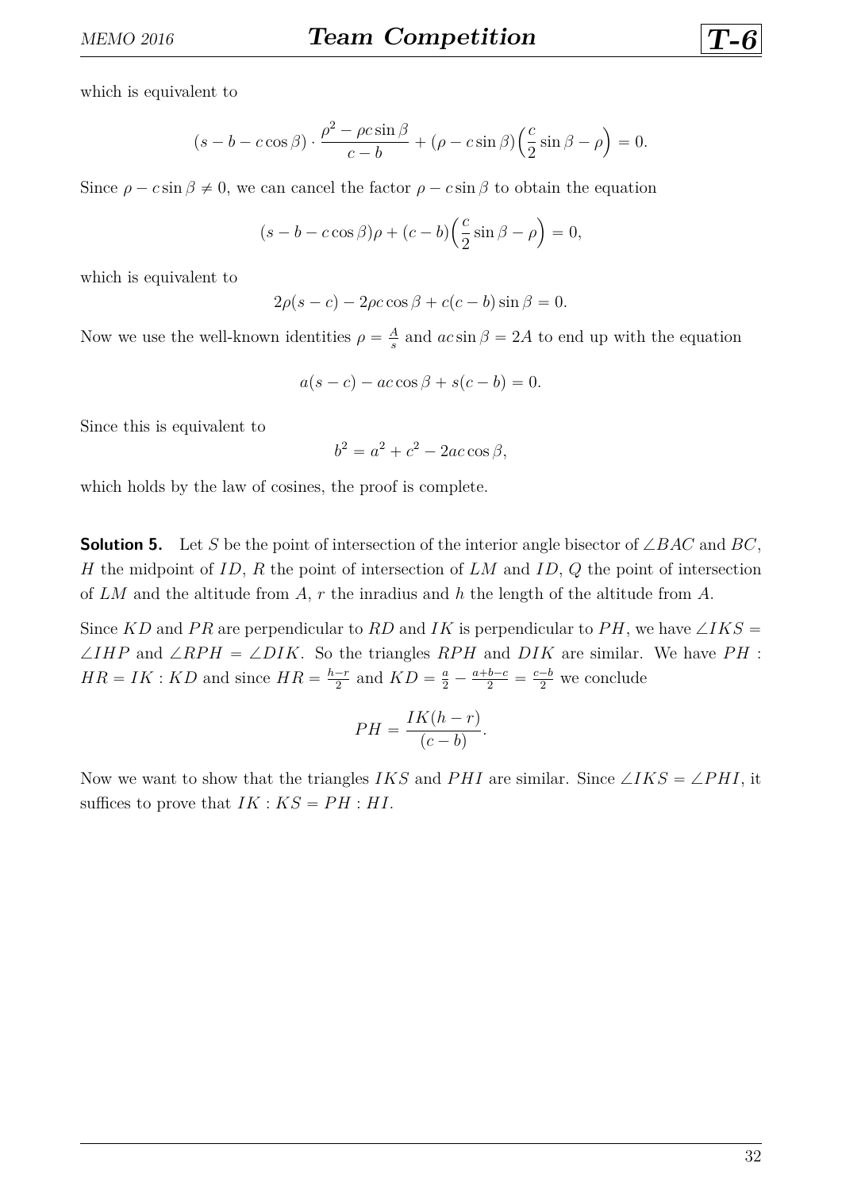which is equivalent to

$$(s - b - c\cos\beta) \cdot \frac{\rho^2 - \rho c \sin\beta}{c - b} + (\rho - c\sin\beta)\Big(\frac{c}{2}\sin\beta - \rho\Big) = 0.$$

Since $\rho - c\sin\beta \neq 0$, we can cancel the factor $\rho - c\sin\beta$ to obtain the equation

$$(s - b - c\cos\beta)\rho + (c - b)\Big(\frac{c}{2}\sin\beta - \rho\Big) = 0,$$

which is equivalent to

$$2\rho(s - c) - 2\rho c\cos\beta + c(c - b)\sin\beta = 0.$$

Now we use the well-known identities $\rho = \frac{A}{s}$ and $ac\sin\beta = 2A$ to end up with the equation

$$a(s - c) - ac\cos\beta + s(c - b) = 0.$$

Since this is equivalent to

$$b^2 = a^2 + c^2 - 2ac\cos\beta,$$

which holds by the law of cosines, the proof is complete.

**Solution 5.** Let $S$ be the point of intersection of the interior angle bisector of $\angle BAC$ and $BC$, $H$ the midpoint of $ID$, $R$ the point of intersection of $LM$ and $ID$, $Q$ the point of intersection of $LM$ and the altitude from $A$, $r$ the inradius and $h$ the length of the altitude from $A$.

Since $KD$ and $PR$ are perpendicular to $RD$ and $IK$ is perpendicular to $PH$, we have $\angle IKS = \angle IHP$ and $\angle RPH = \angle DIK$. So the triangles $RPH$ and $DIK$ are similar. We have $PH : HR = IK : KD$ and since $HR = \frac{h-r}{2}$ and $KD = \frac{a}{2} - \frac{a+b-c}{2} = \frac{c-b}{2}$ we conclude

$$PH = \frac{IK(h - r)}{(c - b)}.$$

Now we want to show that the triangles $IKS$ and $PHI$ are similar. Since $\angle IKS = \angle PHI$, it suffices to prove that $IK : KS = PH : HI$.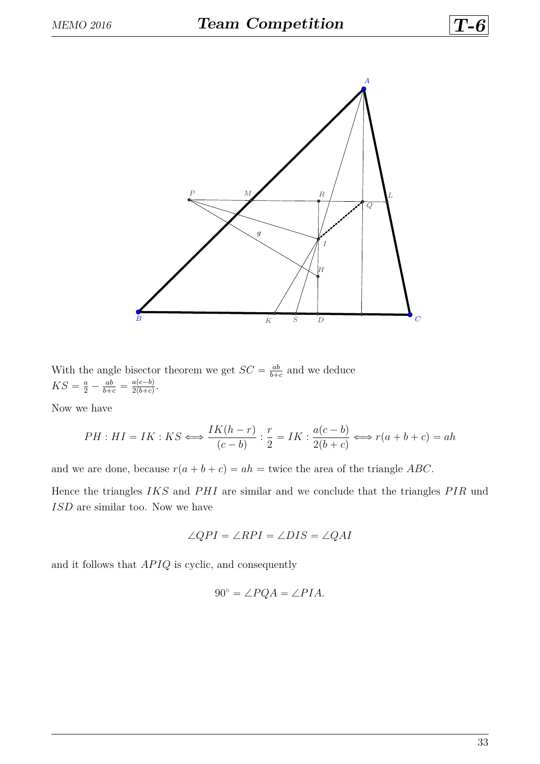With the angle bisector theorem we get $SC = \frac{ab}{b+c}$ and we deduce $KS = \frac{a}{2} - \frac{ab}{b+c} = \frac{a(c-b)}{2(b+c)}$.

Now we have

$$PH : HI = IK : KS \iff \frac{IK(h-r)}{(c-b)} : \frac{r}{2} = IK : \frac{a(c-b)}{2(b+c)} \iff r(a+b+c) = ah$$

and we are done, because $r(a+b+c) = ah =$ twice the area of the triangle $ABC$.

Hence the triangles $IKS$ and $PHI$ are similar and we conclude that the triangles $PIR$ und $ISD$ are similar too. Now we have

$$\angle QPI = \angle RPI = \angle DIS = \angle QAI$$

and it follows that $APIQ$ is cyclic, and consequently

$$90^\circ = \angle PQA = \angle PIA.$$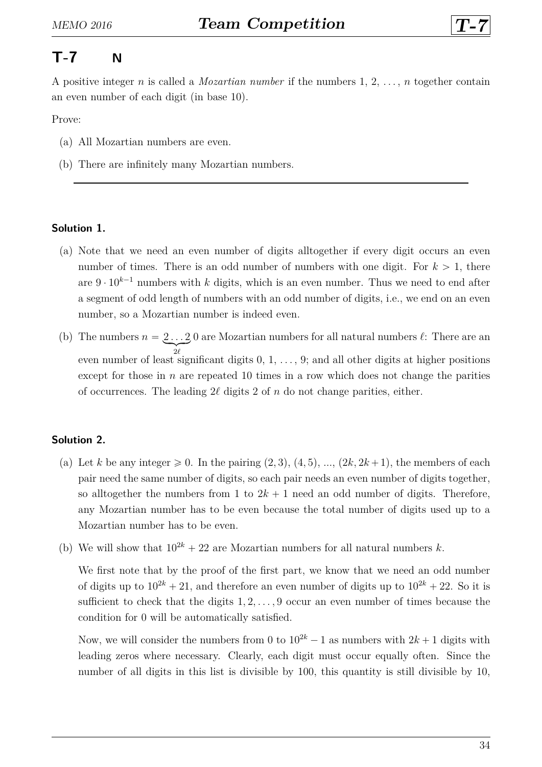## T-7 N

A positive integer $n$ is called a *Mozartian number* if the numbers $1, 2, \ldots, n$ together contain an even number of each digit (in base 10).

Prove:

(a) All Mozartian numbers are even.

(b) There are infinitely many Mozartian numbers.

---

### Solution 1.

(a) Note that we need an even number of digits alltogether if every digit occurs an even number of times. There is an odd number of numbers with one digit. For $k > 1$, there are $9 \cdot 10^{k-1}$ numbers with $k$ digits, which is an even number. Thus we need to end after a segment of odd length of numbers with an odd number of digits, i.e., we end on an even number, so a Mozartian number is indeed even.

(b) The numbers $n = \underbrace{2\ldots2}_{2\ell}0$ are Mozartian numbers for all natural numbers $\ell$: There are an even number of least significant digits $0, 1, \ldots, 9$; and all other digits at higher positions except for those in $n$ are repeated 10 times in a row which does not change the parities of occurrences. The leading $2\ell$ digits 2 of $n$ do not change parities, either.

### Solution 2.

(a) Let $k$ be any integer $\geqslant 0$. In the pairing $(2, 3)$, $(4, 5)$, ..., $(2k, 2k+1)$, the members of each pair need the same number of digits, so each pair needs an even number of digits together, so alltogether the numbers from 1 to $2k + 1$ need an odd number of digits. Therefore, any Mozartian number has to be even because the total number of digits used up to a Mozartian number has to be even.

(b) We will show that $10^{2k} + 22$ are Mozartian numbers for all natural numbers $k$.

We first note that by the proof of the first part, we know that we need an odd number of digits up to $10^{2k} + 21$, and therefore an even number of digits up to $10^{2k} + 22$. So it is sufficient to check that the digits $1, 2, \ldots, 9$ occur an even number of times because the condition for 0 will be automatically satisfied.

Now, we will consider the numbers from 0 to $10^{2k} - 1$ as numbers with $2k + 1$ digits with leading zeros where necessary. Clearly, each digit must occur equally often. Since the number of all digits in this list is divisible by 100, this quantity is still divisible by 10,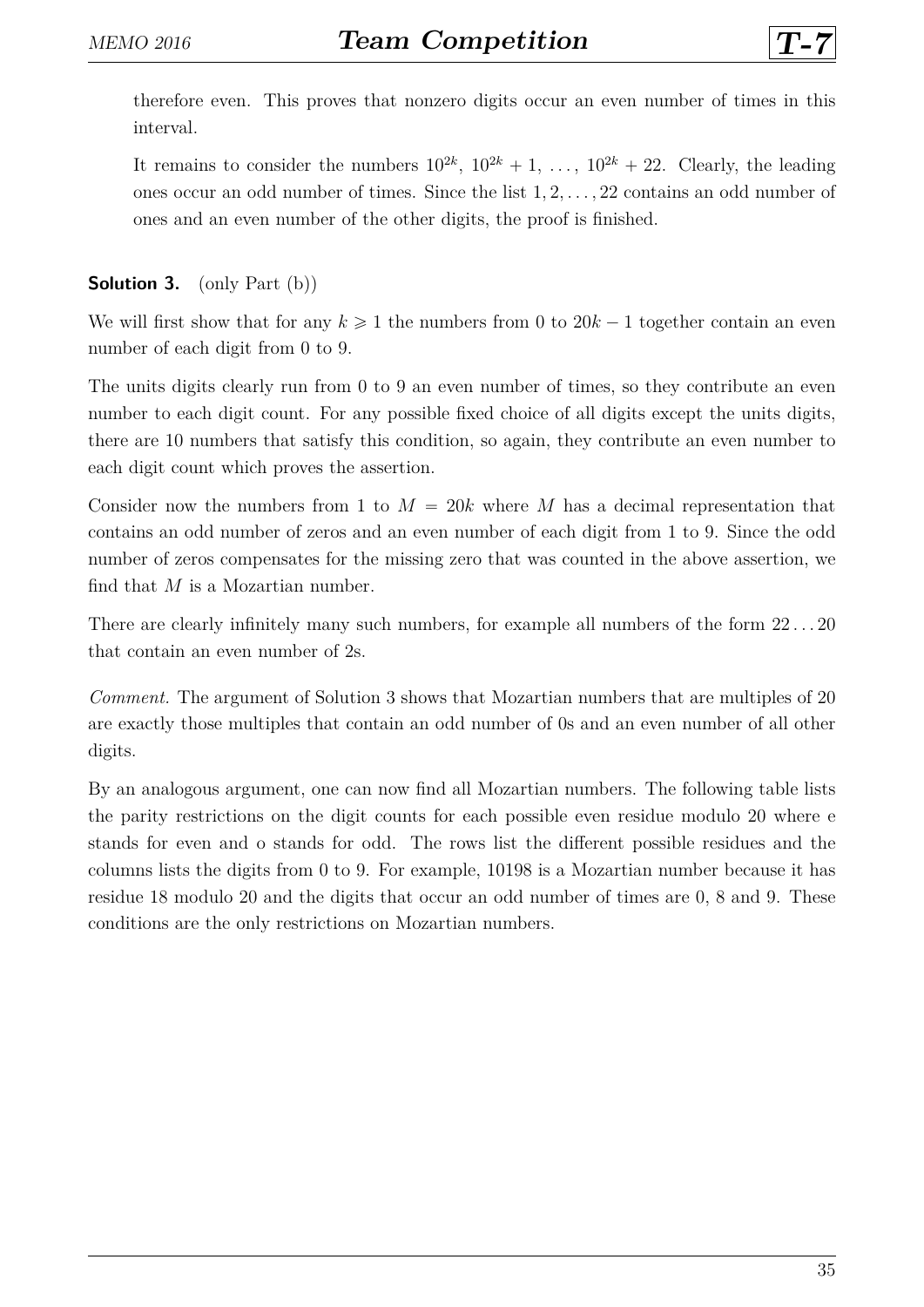therefore even. This proves that nonzero digits occur an even number of times in this interval.

It remains to consider the numbers $10^{2k}$, $10^{2k}+1$, $\ldots$, $10^{2k}+22$. Clearly, the leading ones occur an odd number of times. Since the list $1, 2, \ldots, 22$ contains an odd number of ones and an even number of the other digits, the proof is finished.

**Solution 3.** (only Part (b))

We will first show that for any $k \geqslant 1$ the numbers from 0 to $20k-1$ together contain an even number of each digit from 0 to 9.

The units digits clearly run from 0 to 9 an even number of times, so they contribute an even number to each digit count. For any possible fixed choice of all digits except the units digits, there are 10 numbers that satisfy this condition, so again, they contribute an even number to each digit count which proves the assertion.

Consider now the numbers from 1 to $M = 20k$ where $M$ has a decimal representation that contains an odd number of zeros and an even number of each digit from 1 to 9. Since the odd number of zeros compensates for the missing zero that was counted in the above assertion, we find that $M$ is a Mozartian number.

There are clearly infinitely many such numbers, for example all numbers of the form $22\ldots20$ that contain an even number of 2s.

*Comment.* The argument of Solution 3 shows that Mozartian numbers that are multiples of 20 are exactly those multiples that contain an odd number of 0s and an even number of all other digits.

By an analogous argument, one can now find all Mozartian numbers. The following table lists the parity restrictions on the digit counts for each possible even residue modulo 20 where e stands for even and o stands for odd. The rows list the different possible residues and the columns lists the digits from 0 to 9. For example, 10198 is a Mozartian number because it has residue 18 modulo 20 and the digits that occur an odd number of times are 0, 8 and 9. These conditions are the only restrictions on Mozartian numbers.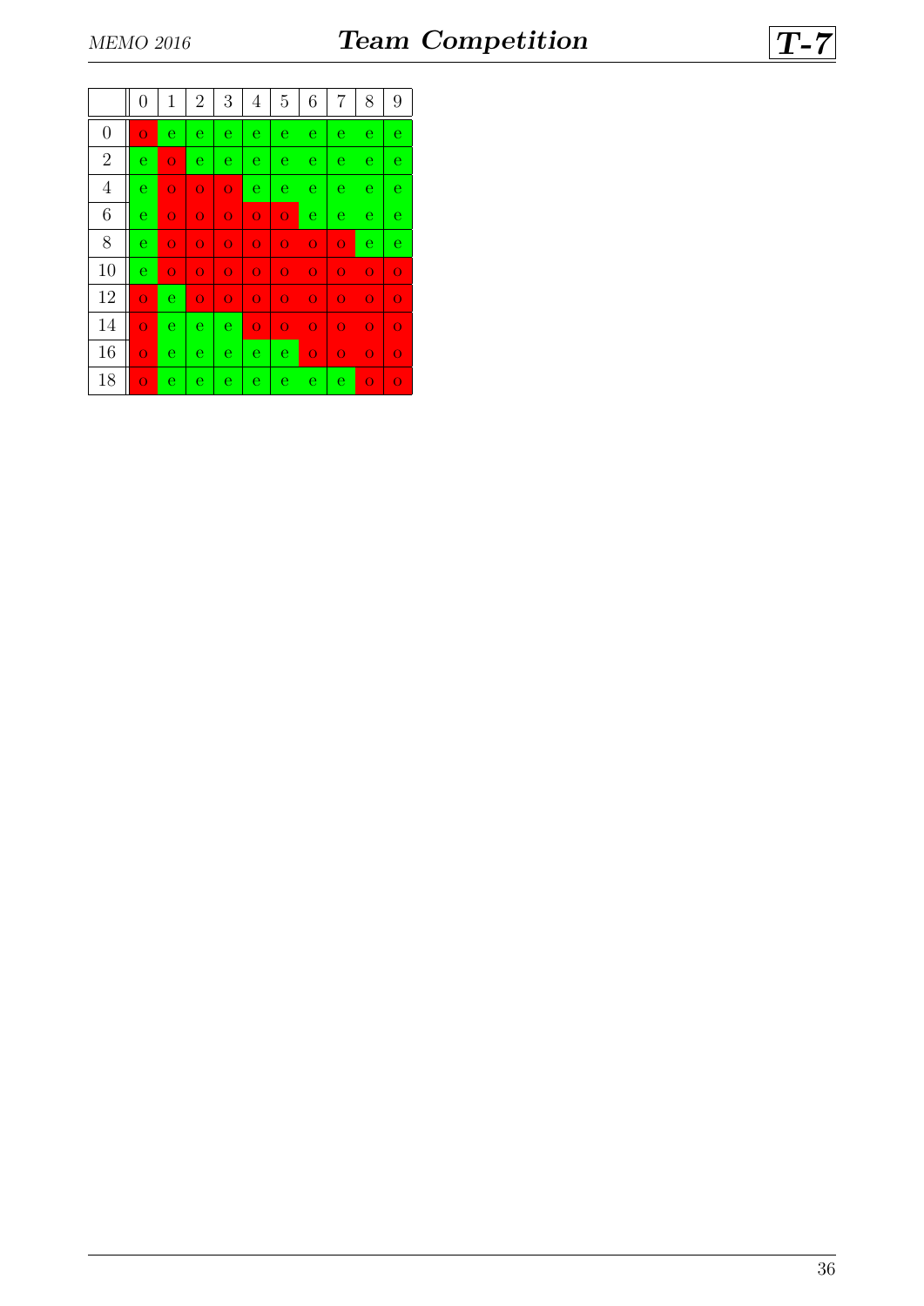| | 0 | 1 | 2 | 3 | 4 | 5 | 6 | 7 | 8 | 9 |
|---|---|---|---|---|---|---|---|---|---|---|
| 0 | o | e | e | e | e | e | e | e | e | e |
| 2 | e | o | e | e | e | e | e | e | e | e |
| 4 | e | o | o | o | e | e | e | e | e | e |
| 6 | e | o | o | o | o | o | e | e | e | e |
| 8 | e | o | o | o | o | o | o | o | e | e |
| 10 | e | o | o | o | o | o | o | o | o | o |
| 12 | o | e | o | o | o | o | o | o | o | o |
| 14 | o | e | e | e | o | o | o | o | o | o |
| 16 | o | e | e | e | e | e | o | o | o | o |
| 18 | o | e | e | e | e | e | e | e | o | o |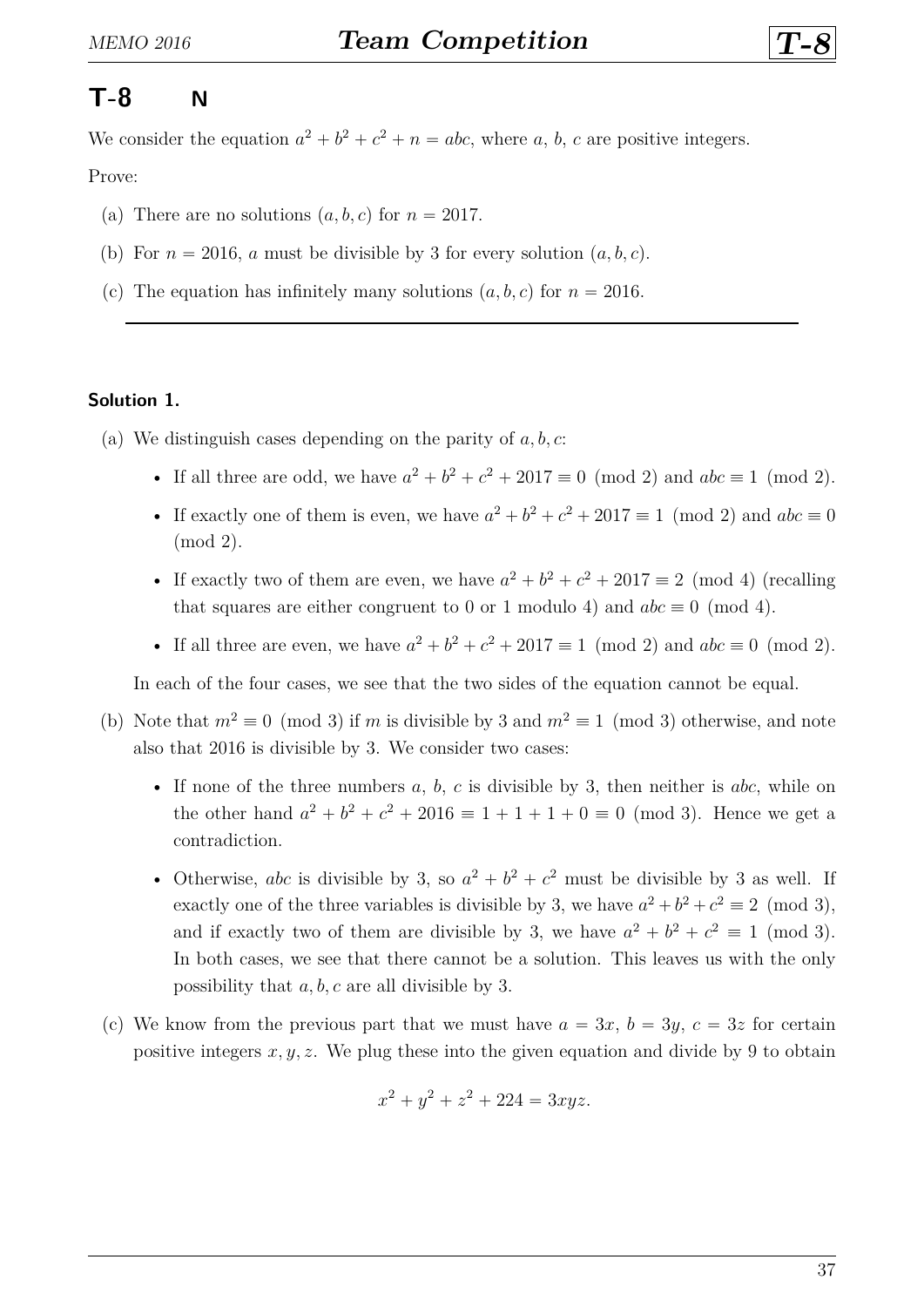## T-8 N

We consider the equation $a^2 + b^2 + c^2 + n = abc$, where $a$, $b$, $c$ are positive integers.

Prove:

(a) There are no solutions $(a, b, c)$ for $n = 2017$.

(b) For $n = 2016$, $a$ must be divisible by 3 for every solution $(a, b, c)$.

(c) The equation has infinitely many solutions $(a, b, c)$ for $n = 2016$.

---

**Solution 1.**

(a) We distinguish cases depending on the parity of $a, b, c$:

- If all three are odd, we have $a^2 + b^2 + c^2 + 2017 \equiv 0 \pmod 2$ and $abc \equiv 1 \pmod 2$.
- If exactly one of them is even, we have $a^2 + b^2 + c^2 + 2017 \equiv 1 \pmod 2$ and $abc \equiv 0 \pmod 2$.
- If exactly two of them are even, we have $a^2 + b^2 + c^2 + 2017 \equiv 2 \pmod 4$ (recalling that squares are either congruent to 0 or 1 modulo 4) and $abc \equiv 0 \pmod 4$.
- If all three are even, we have $a^2 + b^2 + c^2 + 2017 \equiv 1 \pmod 2$ and $abc \equiv 0 \pmod 2$.

In each of the four cases, we see that the two sides of the equation cannot be equal.

(b) Note that $m^2 \equiv 0 \pmod 3$ if $m$ is divisible by 3 and $m^2 \equiv 1 \pmod 3$ otherwise, and note also that 2016 is divisible by 3. We consider two cases:

- If none of the three numbers $a$, $b$, $c$ is divisible by 3, then neither is $abc$, while on the other hand $a^2 + b^2 + c^2 + 2016 \equiv 1 + 1 + 1 + 0 \equiv 0 \pmod 3$. Hence we get a contradiction.
- Otherwise, $abc$ is divisible by 3, so $a^2 + b^2 + c^2$ must be divisible by 3 as well. If exactly one of the three variables is divisible by 3, we have $a^2 + b^2 + c^2 \equiv 2 \pmod 3$, and if exactly two of them are divisible by 3, we have $a^2 + b^2 + c^2 \equiv 1 \pmod 3$. In both cases, we see that there cannot be a solution. This leaves us with the only possibility that $a, b, c$ are all divisible by 3.

(c) We know from the previous part that we must have $a = 3x$, $b = 3y$, $c = 3z$ for certain positive integers $x, y, z$. We plug these into the given equation and divide by 9 to obtain

$$x^2 + y^2 + z^2 + 224 = 3xyz.$$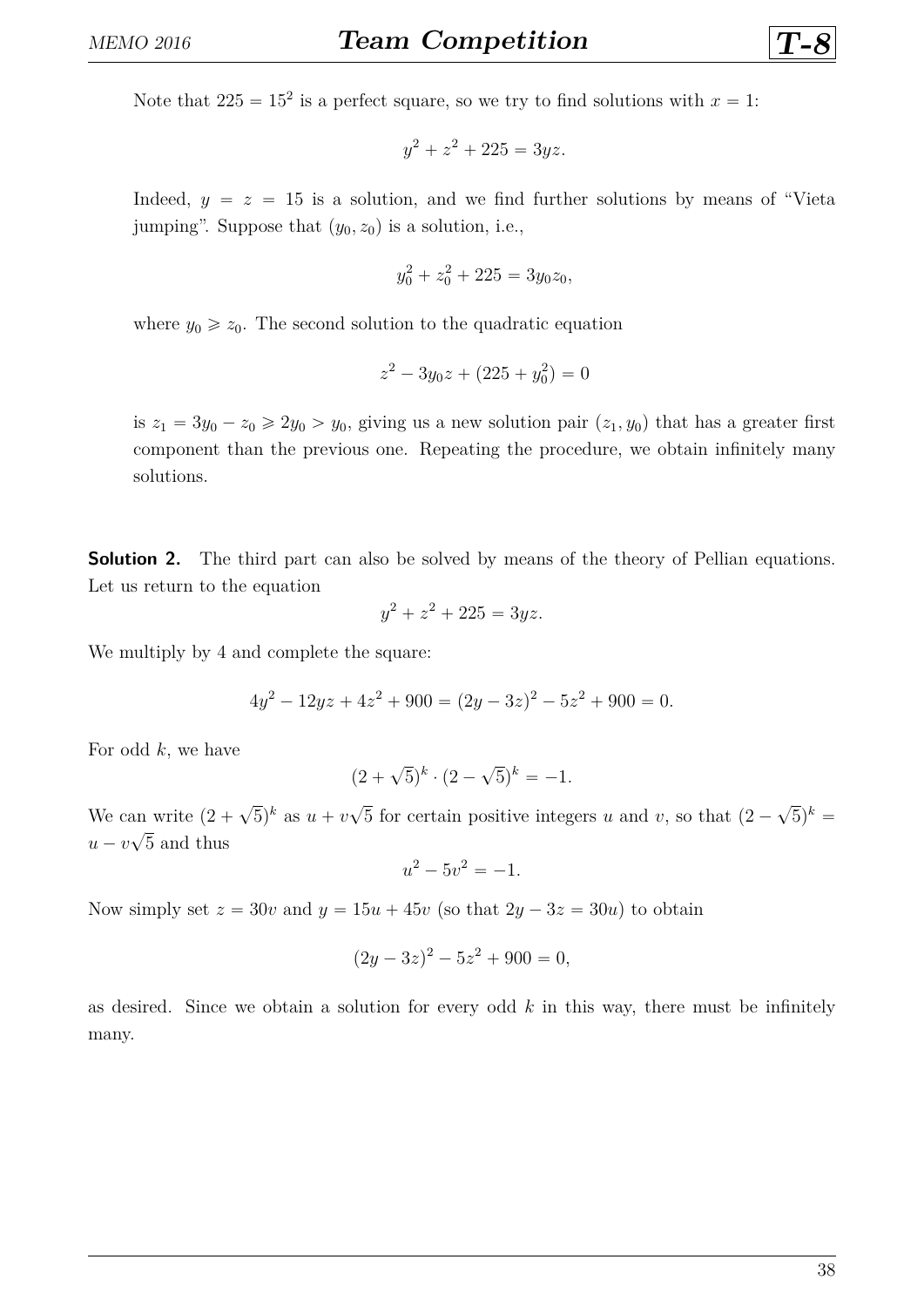Note that $225 = 15^2$ is a perfect square, so we try to find solutions with $x = 1$:

$$y^2 + z^2 + 225 = 3yz.$$

Indeed, $y = z = 15$ is a solution, and we find further solutions by means of "Vieta jumping". Suppose that $(y_0, z_0)$ is a solution, i.e.,

$$y_0^2 + z_0^2 + 225 = 3y_0z_0,$$

where $y_0 \geqslant z_0$. The second solution to the quadratic equation

$$z^2 - 3y_0z + (225 + y_0^2) = 0$$

is $z_1 = 3y_0 - z_0 \geqslant 2y_0 > y_0$, giving us a new solution pair $(z_1, y_0)$ that has a greater first component than the previous one. Repeating the procedure, we obtain infinitely many solutions.

**Solution 2.** The third part can also be solved by means of the theory of Pellian equations. Let us return to the equation

$$y^2 + z^2 + 225 = 3yz.$$

We multiply by 4 and complete the square:

$$4y^2 - 12yz + 4z^2 + 900 = (2y - 3z)^2 - 5z^2 + 900 = 0.$$

For odd $k$, we have

$$(2 + \sqrt{5})^k \cdot (2 - \sqrt{5})^k = -1.$$

We can write $(2 + \sqrt{5})^k$ as $u + v\sqrt{5}$ for certain positive integers $u$ and $v$, so that $(2 - \sqrt{5})^k = u - v\sqrt{5}$ and thus

$$u^2 - 5v^2 = -1.$$

Now simply set $z = 30v$ and $y = 15u + 45v$ (so that $2y - 3z = 30u$) to obtain

$$(2y - 3z)^2 - 5z^2 + 900 = 0,$$

as desired. Since we obtain a solution for every odd $k$ in this way, there must be infinitely many.